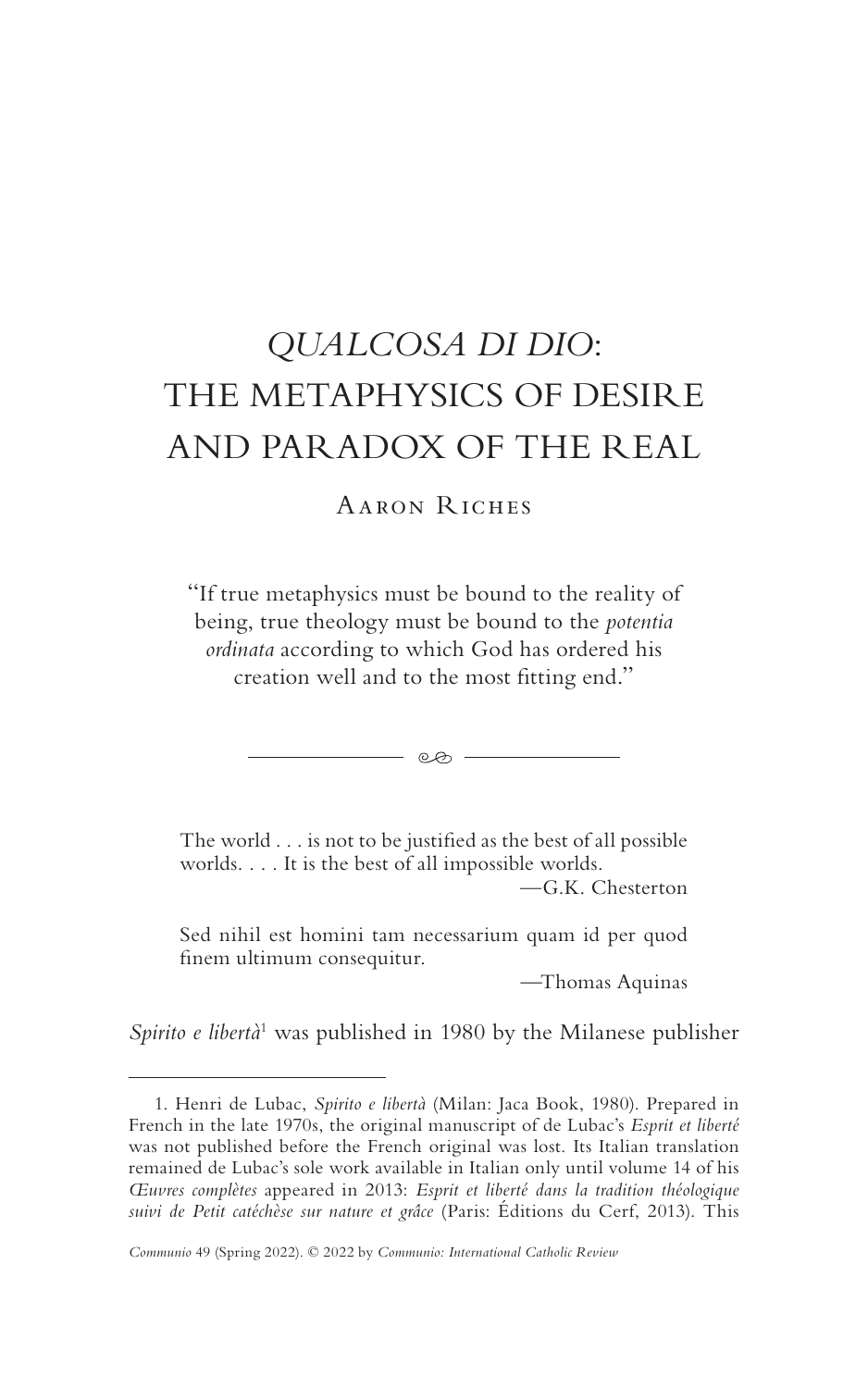# *QUALCOSA DI DIO*: THE METAPHYSICS OF DESIRE AND PARADOX OF THE REAL

Aaron Riches

> "If true metaphysics must be bound to the reality of being, true theology must be bound to the *potentia ordinata* according to which God has ordered his creation well and to the most fitting end."

---

> The world . . . is not to be justified as the best of all possible worlds. . . . It is the best of all impossible worlds.
>
> —G.K. Chesterton

> Sed nihil est homini tam necessarium quam id per quod finem ultimum consequitur.
>
> —Thomas Aquinas

*Spirito e libertà*[1] was published in 1980 by the Milanese publisher

---

1. Henri de Lubac, *Spirito e libertà* (Milan: Jaca Book, 1980). Prepared in French in the late 1970s, the original manuscript of de Lubac's *Esprit et liberté* was not published before the French original was lost. Its Italian translation remained de Lubac's sole work available in Italian only until volume 14 of his *Œuvres complètes* appeared in 2013: *Esprit et liberté dans la tradition théologique suivi de Petit catéchèse sur nature et grâce* (Paris: Éditions du Cerf, 2013). This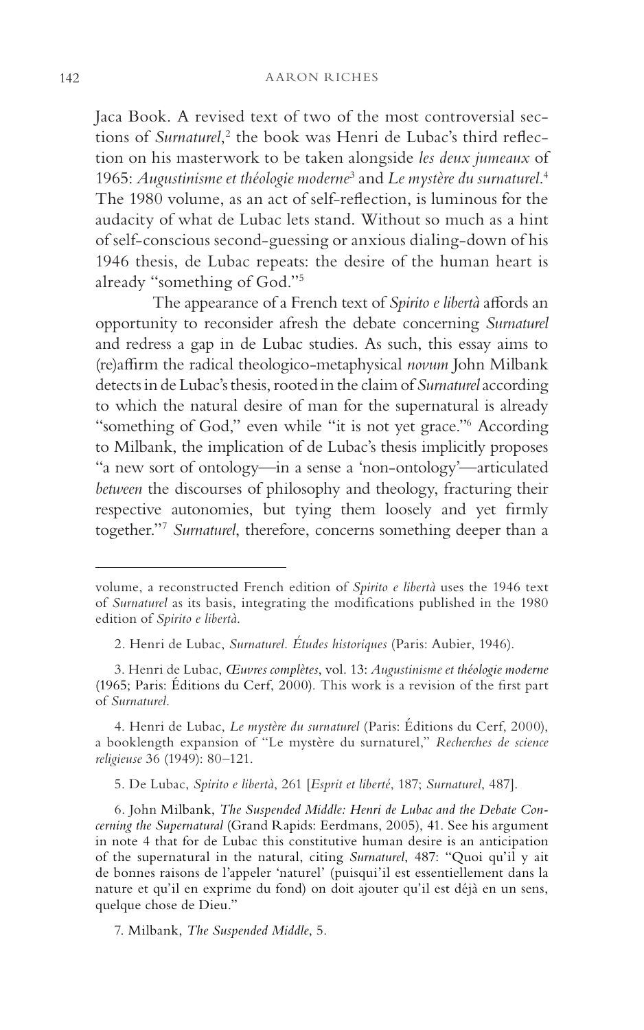Jaca Book. A revised text of two of the most controversial sections of *Surnaturel*,[2] the book was Henri de Lubac's third reflection on his masterwork to be taken alongside *les deux jumeaux* of 1965: *Augustinisme et théologie moderne*[3] and *Le mystère du surnaturel*.[4] The 1980 volume, as an act of self-reflection, is luminous for the audacity of what de Lubac lets stand. Without so much as a hint of self-conscious second-guessing or anxious dialing-down of his 1946 thesis, de Lubac repeats: the desire of the human heart is already "something of God."[5]

The appearance of a French text of *Spirito e libertà* affords an opportunity to reconsider afresh the debate concerning *Surnaturel* and redress a gap in de Lubac studies. As such, this essay aims to (re)affirm the radical theologico-metaphysical *novum* John Milbank detects in de Lubac's thesis, rooted in the claim of *Surnaturel* according to which the natural desire of man for the supernatural is already "something of God," even while "it is not yet grace."[6] According to Milbank, the implication of de Lubac's thesis implicitly proposes "a new sort of ontology—in a sense a 'non-ontology'—articulated *between* the discourses of philosophy and theology, fracturing their respective autonomies, but tying them loosely and yet firmly together."[7] *Surnaturel*, therefore, concerns something deeper than a

---

volume, a reconstructed French edition of *Spirito e libertà* uses the 1946 text of *Surnaturel* as its basis, integrating the modifications published in the 1980 edition of *Spirito e libertà*.

2. Henri de Lubac, *Surnaturel. Études historiques* (Paris: Aubier, 1946).

3. Henri de Lubac, *Œuvres complètes*, vol. 13: *Augustinisme et théologie moderne* (1965; Paris: Éditions du Cerf, 2000). This work is a revision of the first part of *Surnaturel*.

4. Henri de Lubac, *Le mystère du surnaturel* (Paris: Éditions du Cerf, 2000), a booklength expansion of "Le mystère du surnaturel," *Recherches de science religieuse* 36 (1949): 80–121.

5. De Lubac, *Spirito e libertà*, 261 [*Esprit et liberté*, 187; *Surnaturel*, 487].

6. John Milbank, *The Suspended Middle: Henri de Lubac and the Debate Concerning the Supernatural* (Grand Rapids: Eerdmans, 2005), 41. See his argument in note 4 that for de Lubac this constitutive human desire is an anticipation of the supernatural in the natural, citing *Surnaturel*, 487: "Quoi qu'il y ait de bonnes raisons de l'appeler 'naturel' (puisqui'il est essentiellement dans la nature et qu'il en exprime du fond) on doit ajouter qu'il est déjà en un sens, quelque chose de Dieu."

7. Milbank, *The Suspended Middle*, 5.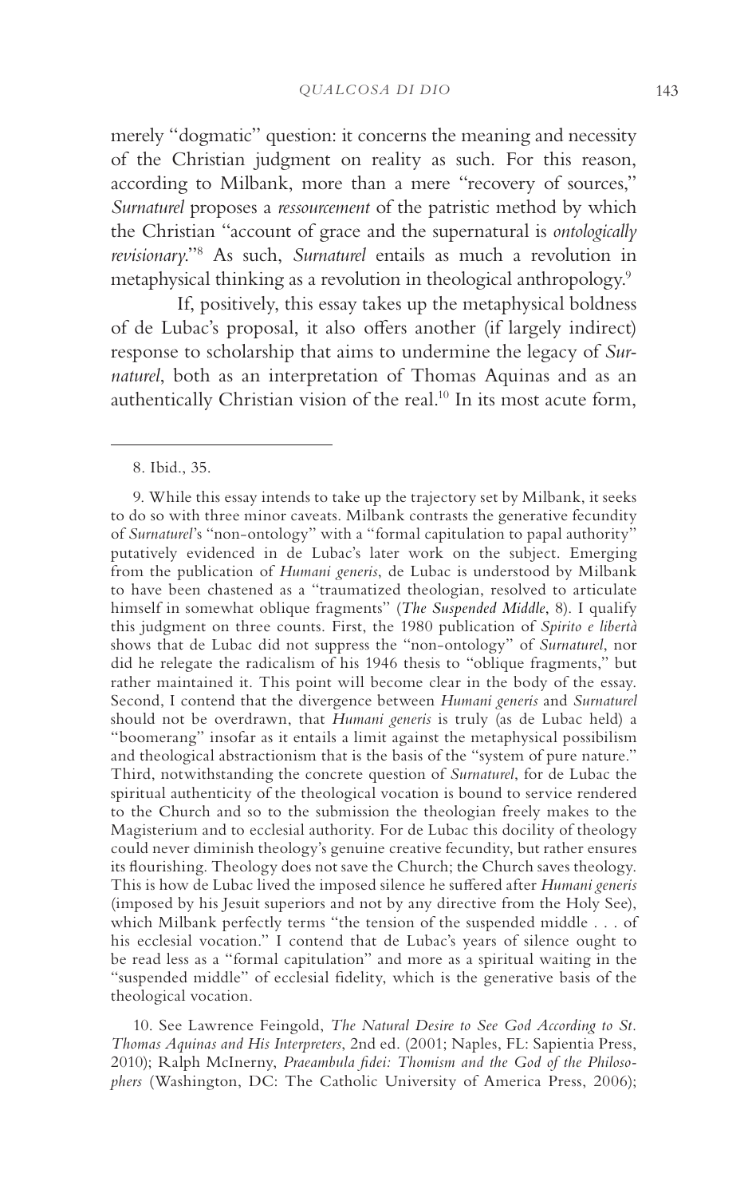merely "dogmatic" question: it concerns the meaning and necessity of the Christian judgment on reality as such. For this reason, according to Milbank, more than a mere "recovery of sources," *Surnaturel* proposes a *ressourcement* of the patristic method by which the Christian "account of grace and the supernatural is *ontologically revisionary*."[8] As such, *Surnaturel* entails as much a revolution in metaphysical thinking as a revolution in theological anthropology.[9]

If, positively, this essay takes up the metaphysical boldness of de Lubac's proposal, it also offers another (if largely indirect) response to scholarship that aims to undermine the legacy of *Surnaturel*, both as an interpretation of Thomas Aquinas and as an authentically Christian vision of the real.[10] In its most acute form,

---

8. Ibid., 35.

9. While this essay intends to take up the trajectory set by Milbank, it seeks to do so with three minor caveats. Milbank contrasts the generative fecundity of *Surnaturel*'s "non-ontology" with a "formal capitulation to papal authority" putatively evidenced in de Lubac's later work on the subject. Emerging from the publication of *Humani generis,* de Lubac is understood by Milbank to have been chastened as a "traumatized theologian, resolved to articulate himself in somewhat oblique fragments" (*The Suspended Middle*, 8). I qualify this judgment on three counts. First, the 1980 publication of *Spirito e libertà* shows that de Lubac did not suppress the "non-ontology" of *Surnaturel*, nor did he relegate the radicalism of his 1946 thesis to "oblique fragments," but rather maintained it. This point will become clear in the body of the essay. Second, I contend that the divergence between *Humani generis* and *Surnaturel* should not be overdrawn, that *Humani generis* is truly (as de Lubac held) a "boomerang" insofar as it entails a limit against the metaphysical possibilism and theological abstractionism that is the basis of the "system of pure nature." Third, notwithstanding the concrete question of *Surnaturel*, for de Lubac the spiritual authenticity of the theological vocation is bound to service rendered to the Church and so to the submission the theologian freely makes to the Magisterium and to ecclesial authority. For de Lubac this docility of theology could never diminish theology's genuine creative fecundity, but rather ensures its flourishing. Theology does not save the Church; the Church saves theology. This is how de Lubac lived the imposed silence he suffered after *Humani generis* (imposed by his Jesuit superiors and not by any directive from the Holy See), which Milbank perfectly terms "the tension of the suspended middle . . . of his ecclesial vocation." I contend that de Lubac's years of silence ought to be read less as a "formal capitulation" and more as a spiritual waiting in the "suspended middle" of ecclesial fidelity, which is the generative basis of the theological vocation.

10. See Lawrence Feingold, *The Natural Desire to See God According to St. Thomas Aquinas and His Interpreters*, 2nd ed. (2001; Naples, FL: Sapientia Press, 2010); Ralph McInerny, *Praeambula fidei: Thomism and the God of the Philosophers* (Washington, DC: The Catholic University of America Press, 2006);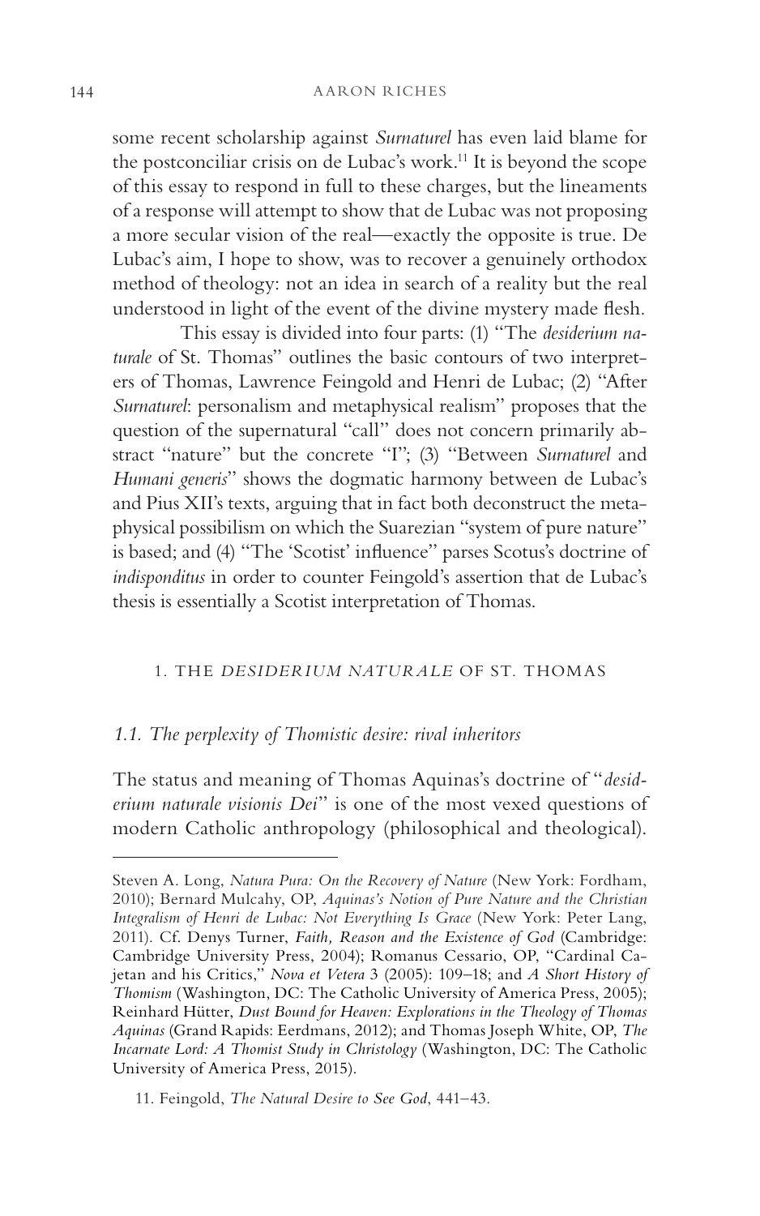some recent scholarship against *Surnaturel* has even laid blame for the postconciliar crisis on de Lubac's work.[11] It is beyond the scope of this essay to respond in full to these charges, but the lineaments of a response will attempt to show that de Lubac was not proposing a more secular vision of the real—exactly the opposite is true. De Lubac's aim, I hope to show, was to recover a genuinely orthodox method of theology: not an idea in search of a reality but the real understood in light of the event of the divine mystery made flesh.

This essay is divided into four parts: (1) "The *desiderium naturale* of St. Thomas" outlines the basic contours of two interpreters of Thomas, Lawrence Feingold and Henri de Lubac; (2) "After *Surnaturel*: personalism and metaphysical realism" proposes that the question of the supernatural "call" does not concern primarily abstract "nature" but the concrete "I"; (3) "Between *Surnaturel* and *Humani generis*" shows the dogmatic harmony between de Lubac's and Pius XII's texts, arguing that in fact both deconstruct the metaphysical possibilism on which the Suarezian "system of pure nature" is based; and (4) "The 'Scotist' influence" parses Scotus's doctrine of *indisponditus* in order to counter Feingold's assertion that de Lubac's thesis is essentially a Scotist interpretation of Thomas.

## 1. THE *DESIDERIUM NATURALE* OF ST. THOMAS

### *1.1. The perplexity of Thomistic desire: rival inheritors*

The status and meaning of Thomas Aquinas's doctrine of "*desiderium naturale visionis Dei*" is one of the most vexed questions of modern Catholic anthropology (philosophical and theological).

---

Steven A. Long, *Natura Pura: On the Recovery of Nature* (New York: Fordham, 2010); Bernard Mulcahy, OP, *Aquinas's Notion of Pure Nature and the Christian Integralism of Henri de Lubac: Not Everything Is Grace* (New York: Peter Lang, 2011). Cf. Denys Turner, *Faith, Reason and the Existence of God* (Cambridge: Cambridge University Press, 2004); Romanus Cessario, OP, "Cardinal Cajetan and his Critics," *Nova et Vetera* 3 (2005): 109–18; and *A Short History of Thomism* (Washington, DC: The Catholic University of America Press, 2005); Reinhard Hütter, *Dust Bound for Heaven: Explorations in the Theology of Thomas Aquinas* (Grand Rapids: Eerdmans, 2012); and Thomas Joseph White, OP, *The Incarnate Lord: A Thomist Study in Christology* (Washington, DC: The Catholic University of America Press, 2015).

11. Feingold, *The Natural Desire to See God*, 441–43.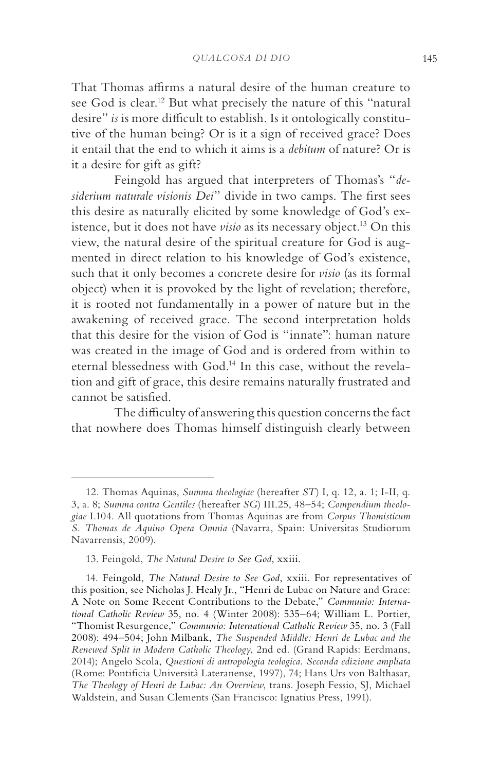That Thomas affirms a natural desire of the human creature to see God is clear.[12] But what precisely the nature of this "natural desire" *is* is more difficult to establish. Is it ontologically constitutive of the human being? Or is it a sign of received grace? Does it entail that the end to which it aims is a *debitum* of nature? Or is it a desire for gift as gift?

Feingold has argued that interpreters of Thomas's "*desiderium naturale visionis Dei*" divide in two camps. The first sees this desire as naturally elicited by some knowledge of God's existence, but it does not have *visio* as its necessary object.[13] On this view, the natural desire of the spiritual creature for God is augmented in direct relation to his knowledge of God's existence, such that it only becomes a concrete desire for *visio* (as its formal object) when it is provoked by the light of revelation; therefore, it is rooted not fundamentally in a power of nature but in the awakening of received grace. The second interpretation holds that this desire for the vision of God is "innate": human nature was created in the image of God and is ordered from within to eternal blessedness with God.[14] In this case, without the revelation and gift of grace, this desire remains naturally frustrated and cannot be satisfied.

The difficulty of answering this question concerns the fact that nowhere does Thomas himself distinguish clearly between

---

12. Thomas Aquinas, *Summa theologiae* (hereafter *ST*) I, q. 12, a. 1; I-II, q. 3, a. 8; *Summa contra Gentiles* (hereafter *SG*) III.25, 48–54; *Compendium theologiae* I.104. All quotations from Thomas Aquinas are from *Corpus Thomisticum S. Thomas de Aquino Opera Omnia* (Navarra, Spain: Universitas Studiorum Navarrensis, 2009).

13. Feingold, *The Natural Desire to See God*, xxiii.

14. Feingold, *The Natural Desire to See God*, xxiii. For representatives of this position, see Nicholas J. Healy Jr., "Henri de Lubac on Nature and Grace: A Note on Some Recent Contributions to the Debate," *Communio: International Catholic Review* 35, no. 4 (Winter 2008): 535–64; William L. Portier, "Thomist Resurgence," *Communio: International Catholic Review* 35, no. 3 (Fall 2008): 494–504; John Milbank, *The Suspended Middle: Henri de Lubac and the Renewed Split in Modern Catholic Theology*, 2nd ed. (Grand Rapids: Eerdmans, 2014); Angelo Scola, *Questioni di antropologia teologica. Seconda edizione ampliata* (Rome: Pontificia Università Lateranense, 1997), 74; Hans Urs von Balthasar, *The Theology of Henri de Lubac: An Overview*, trans. Joseph Fessio, SJ, Michael Waldstein, and Susan Clements (San Francisco: Ignatius Press, 1991).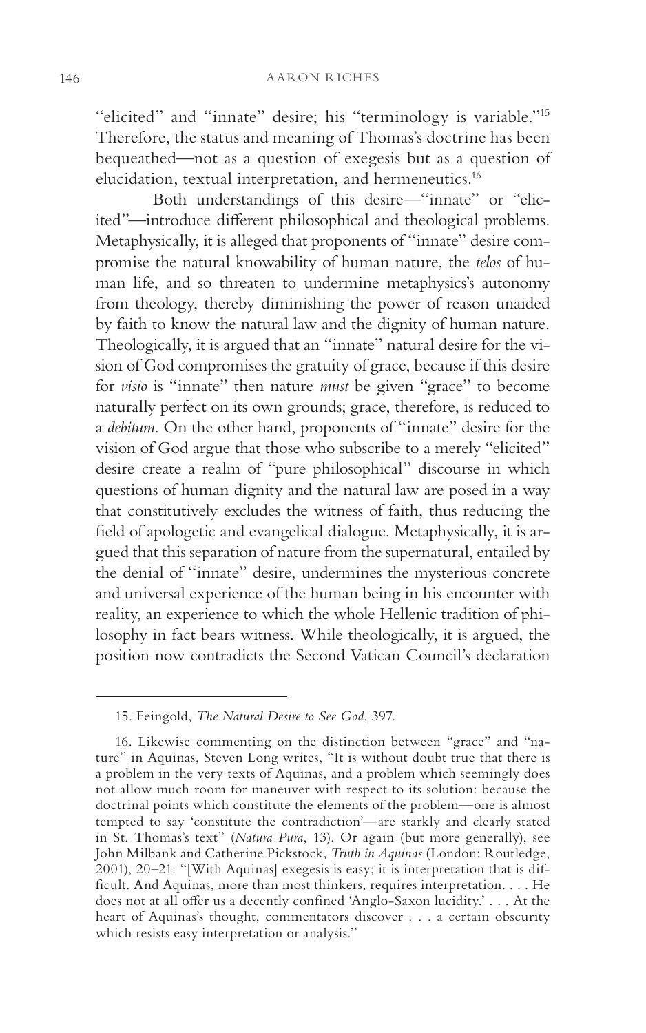"elicited" and "innate" desire; his "terminology is variable."[15] Therefore, the status and meaning of Thomas's doctrine has been bequeathed—not as a question of exegesis but as a question of elucidation, textual interpretation, and hermeneutics.[16]

Both understandings of this desire—"innate" or "elicited"—introduce different philosophical and theological problems. Metaphysically, it is alleged that proponents of "innate" desire compromise the natural knowability of human nature, the *telos* of human life, and so threaten to undermine metaphysics's autonomy from theology, thereby diminishing the power of reason unaided by faith to know the natural law and the dignity of human nature. Theologically, it is argued that an "innate" natural desire for the vision of God compromises the gratuity of grace, because if this desire for *visio* is "innate" then nature *must* be given "grace" to become naturally perfect on its own grounds; grace, therefore, is reduced to a *debitum*. On the other hand, proponents of "innate" desire for the vision of God argue that those who subscribe to a merely "elicited" desire create a realm of "pure philosophical" discourse in which questions of human dignity and the natural law are posed in a way that constitutively excludes the witness of faith, thus reducing the field of apologetic and evangelical dialogue. Metaphysically, it is argued that this separation of nature from the supernatural, entailed by the denial of "innate" desire, undermines the mysterious concrete and universal experience of the human being in his encounter with reality, an experience to which the whole Hellenic tradition of philosophy in fact bears witness. While theologically, it is argued, the position now contradicts the Second Vatican Council's declaration

---

15. Feingold, *The Natural Desire to See God*, 397.

16. Likewise commenting on the distinction between "grace" and "nature" in Aquinas, Steven Long writes, "It is without doubt true that there is a problem in the very texts of Aquinas, and a problem which seemingly does not allow much room for maneuver with respect to its solution: because the doctrinal points which constitute the elements of the problem—one is almost tempted to say 'constitute the contradiction'—are starkly and clearly stated in St. Thomas's text" (*Natura Pura*, 13). Or again (but more generally), see John Milbank and Catherine Pickstock, *Truth in Aquinas* (London: Routledge, 2001), 20–21: "[With Aquinas] exegesis is easy; it is interpretation that is difficult. And Aquinas, more than most thinkers, requires interpretation. . . . He does not at all offer us a decently confined 'Anglo-Saxon lucidity.' . . . At the heart of Aquinas's thought, commentators discover . . . a certain obscurity which resists easy interpretation or analysis."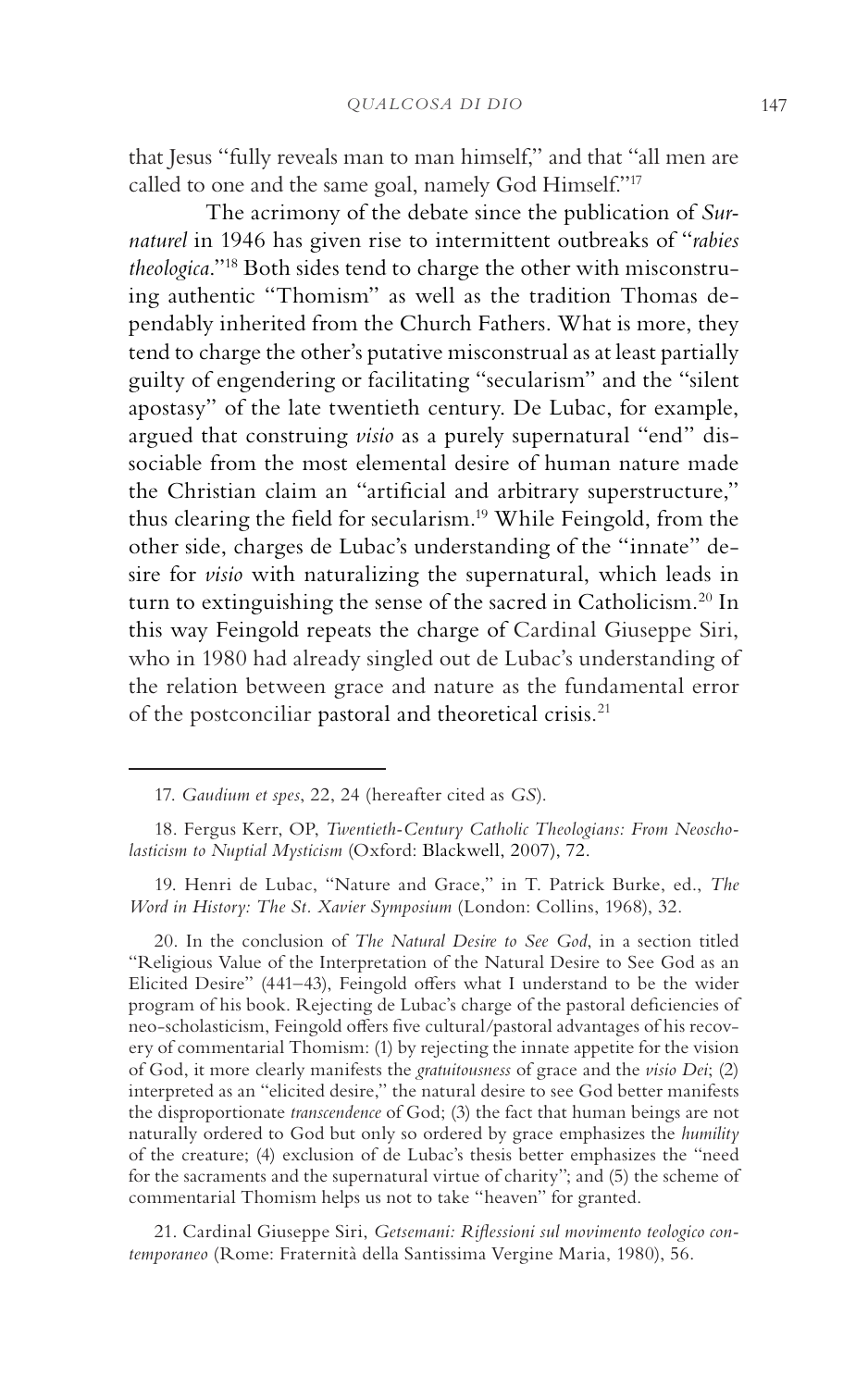that Jesus "fully reveals man to man himself," and that "all men are called to one and the same goal, namely God Himself."[17]

The acrimony of the debate since the publication of *Surnaturel* in 1946 has given rise to intermittent outbreaks of "*rabies theologica*."[18] Both sides tend to charge the other with misconstruing authentic "Thomism" as well as the tradition Thomas dependably inherited from the Church Fathers. What is more, they tend to charge the other's putative misconstrual as at least partially guilty of engendering or facilitating "secularism" and the "silent apostasy" of the late twentieth century. De Lubac, for example, argued that construing *visio* as a purely supernatural "end" dissociable from the most elemental desire of human nature made the Christian claim an "artificial and arbitrary superstructure," thus clearing the field for secularism.[19] While Feingold, from the other side, charges de Lubac's understanding of the "innate" desire for *visio* with naturalizing the supernatural, which leads in turn to extinguishing the sense of the sacred in Catholicism.[20] In this way Feingold repeats the charge of Cardinal Giuseppe Siri, who in 1980 had already singled out de Lubac's understanding of the relation between grace and nature as the fundamental error of the postconciliar pastoral and theoretical crisis.[21]

---

17. *Gaudium et spes*, 22, 24 (hereafter cited as *GS*).

18. Fergus Kerr, OP, *Twentieth-Century Catholic Theologians: From Neoscholasticism to Nuptial Mysticism* (Oxford: Blackwell, 2007), 72.

19. Henri de Lubac, "Nature and Grace," in T. Patrick Burke, ed., *The Word in History: The St. Xavier Symposium* (London: Collins, 1968), 32.

20. In the conclusion of *The Natural Desire to See God*, in a section titled "Religious Value of the Interpretation of the Natural Desire to See God as an Elicited Desire" (441–43), Feingold offers what I understand to be the wider program of his book. Rejecting de Lubac's charge of the pastoral deficiencies of neo-scholasticism, Feingold offers five cultural/pastoral advantages of his recovery of commentarial Thomism: (1) by rejecting the innate appetite for the vision of God, it more clearly manifests the *gratuitousness* of grace and the *visio Dei*; (2) interpreted as an "elicited desire," the natural desire to see God better manifests the disproportionate *transcendence* of God; (3) the fact that human beings are not naturally ordered to God but only so ordered by grace emphasizes the *humility* of the creature; (4) exclusion of de Lubac's thesis better emphasizes the "need for the sacraments and the supernatural virtue of charity"; and (5) the scheme of commentarial Thomism helps us not to take "heaven" for granted.

21. Cardinal Giuseppe Siri, *Getsemani: Riflessioni sul movimento teologico contemporaneo* (Rome: Fraternità della Santissima Vergine Maria, 1980), 56.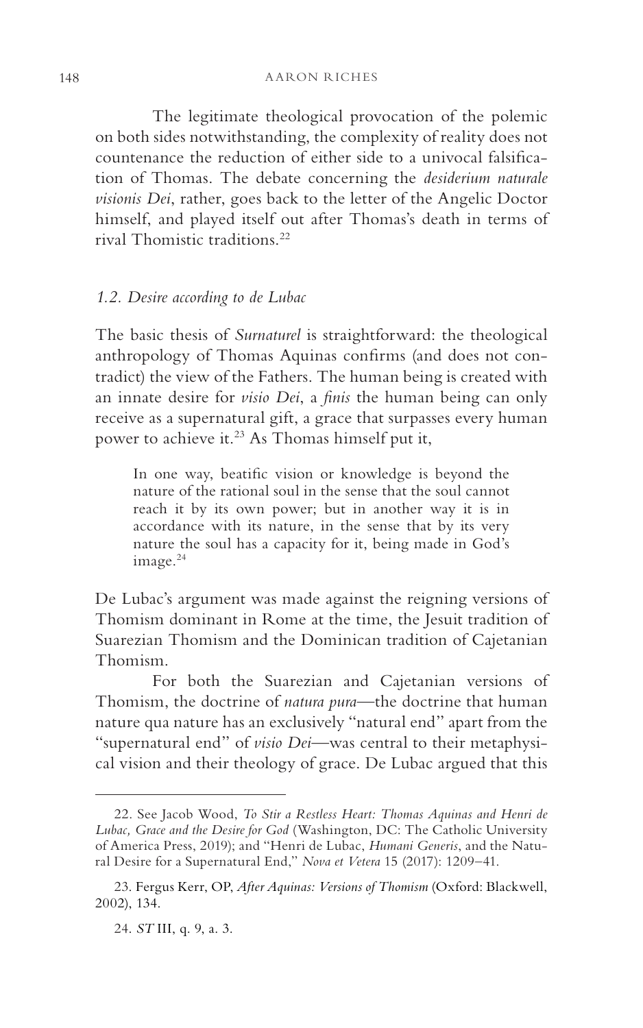The legitimate theological provocation of the polemic on both sides notwithstanding, the complexity of reality does not countenance the reduction of either side to a univocal falsification of Thomas. The debate concerning the *desiderium naturale visionis Dei*, rather, goes back to the letter of the Angelic Doctor himself, and played itself out after Thomas's death in terms of rival Thomistic traditions.[22]

### *1.2. Desire according to de Lubac*

The basic thesis of *Surnaturel* is straightforward: the theological anthropology of Thomas Aquinas confirms (and does not contradict) the view of the Fathers. The human being is created with an innate desire for *visio Dei*, a *finis* the human being can only receive as a supernatural gift, a grace that surpasses every human power to achieve it.[23] As Thomas himself put it,

> In one way, beatific vision or knowledge is beyond the nature of the rational soul in the sense that the soul cannot reach it by its own power; but in another way it is in accordance with its nature, in the sense that by its very nature the soul has a capacity for it, being made in God's image.[24]

De Lubac's argument was made against the reigning versions of Thomism dominant in Rome at the time, the Jesuit tradition of Suarezian Thomism and the Dominican tradition of Cajetanian Thomism.

For both the Suarezian and Cajetanian versions of Thomism, the doctrine of *natura pura*—the doctrine that human nature qua nature has an exclusively "natural end" apart from the "supernatural end" of *visio Dei*—was central to their metaphysical vision and their theology of grace. De Lubac argued that this

---

22. See Jacob Wood, *To Stir a Restless Heart: Thomas Aquinas and Henri de Lubac, Grace and the Desire for God* (Washington, DC: The Catholic University of America Press, 2019); and "Henri de Lubac, *Humani Generis*, and the Natural Desire for a Supernatural End," *Nova et Vetera* 15 (2017): 1209–41.

23. Fergus Kerr, OP, *After Aquinas: Versions of Thomism* (Oxford: Blackwell, 2002), 134.

24. *ST* III, q. 9, a. 3.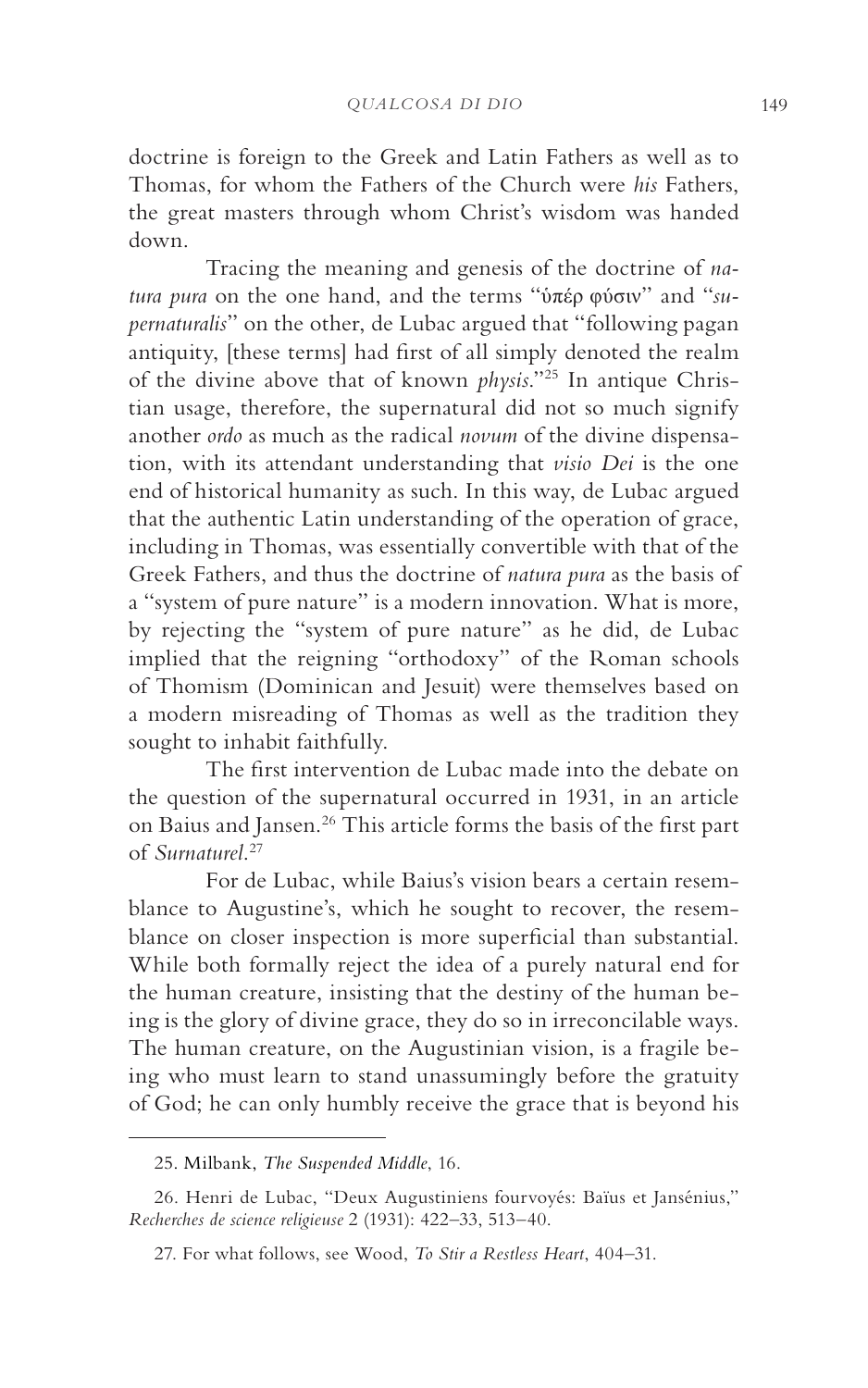doctrine is foreign to the Greek and Latin Fathers as well as to Thomas, for whom the Fathers of the Church were *his* Fathers, the great masters through whom Christ's wisdom was handed down.

Tracing the meaning and genesis of the doctrine of *natura pura* on the one hand, and the terms "ὑπέρ φύσιν" and "*supernaturalis*" on the other, de Lubac argued that "following pagan antiquity, [these terms] had first of all simply denoted the realm of the divine above that of known *physis*."[25] In antique Christian usage, therefore, the supernatural did not so much signify another *ordo* as much as the radical *novum* of the divine dispensation, with its attendant understanding that *visio Dei* is the one end of historical humanity as such. In this way, de Lubac argued that the authentic Latin understanding of the operation of grace, including in Thomas, was essentially convertible with that of the Greek Fathers, and thus the doctrine of *natura pura* as the basis of a "system of pure nature" is a modern innovation. What is more, by rejecting the "system of pure nature" as he did, de Lubac implied that the reigning "orthodoxy" of the Roman schools of Thomism (Dominican and Jesuit) were themselves based on a modern misreading of Thomas as well as the tradition they sought to inhabit faithfully.

The first intervention de Lubac made into the debate on the question of the supernatural occurred in 1931, in an article on Baius and Jansen.[26] This article forms the basis of the first part of *Surnaturel*.[27]

For de Lubac, while Baius's vision bears a certain resemblance to Augustine's, which he sought to recover, the resemblance on closer inspection is more superficial than substantial. While both formally reject the idea of a purely natural end for the human creature, insisting that the destiny of the human being is the glory of divine grace, they do so in irreconcilable ways. The human creature, on the Augustinian vision, is a fragile being who must learn to stand unassumingly before the gratuity of God; he can only humbly receive the grace that is beyond his

---

25. Milbank, *The Suspended Middle*, 16.

26. Henri de Lubac, "Deux Augustiniens fourvoyés: Baïus et Jansénius," *Recherches de science religieuse* 2 (1931): 422–33, 513–40.

27. For what follows, see Wood, *To Stir a Restless Heart*, 404–31.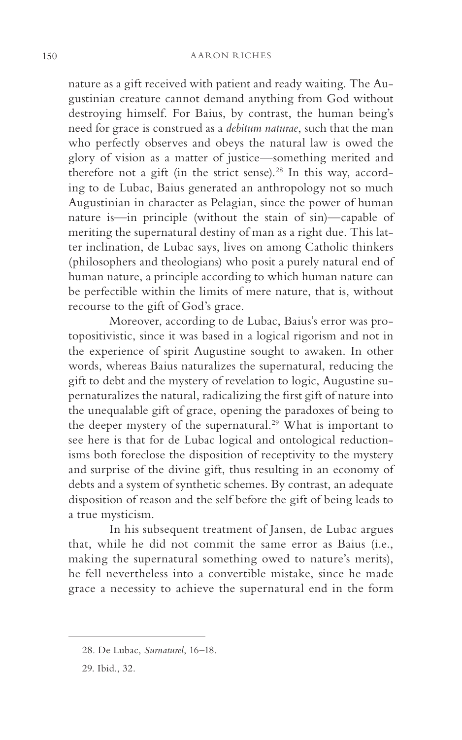nature as a gift received with patient and ready waiting. The Augustinian creature cannot demand anything from God without destroying himself. For Baius, by contrast, the human being's need for grace is construed as a *debitum naturae*, such that the man who perfectly observes and obeys the natural law is owed the glory of vision as a matter of justice—something merited and therefore not a gift (in the strict sense).[28] In this way, according to de Lubac, Baius generated an anthropology not so much Augustinian in character as Pelagian, since the power of human nature is—in principle (without the stain of sin)—capable of meriting the supernatural destiny of man as a right due. This latter inclination, de Lubac says, lives on among Catholic thinkers (philosophers and theologians) who posit a purely natural end of human nature, a principle according to which human nature can be perfectible within the limits of mere nature, that is, without recourse to the gift of God's grace.

Moreover, according to de Lubac, Baius's error was protopositivistic, since it was based in a logical rigorism and not in the experience of spirit Augustine sought to awaken. In other words, whereas Baius naturalizes the supernatural, reducing the gift to debt and the mystery of revelation to logic, Augustine supernaturalizes the natural, radicalizing the first gift of nature into the unequalable gift of grace, opening the paradoxes of being to the deeper mystery of the supernatural.[29] What is important to see here is that for de Lubac logical and ontological reductionisms both foreclose the disposition of receptivity to the mystery and surprise of the divine gift, thus resulting in an economy of debts and a system of synthetic schemes. By contrast, an adequate disposition of reason and the self before the gift of being leads to a true mysticism.

In his subsequent treatment of Jansen, de Lubac argues that, while he did not commit the same error as Baius (i.e., making the supernatural something owed to nature's merits), he fell nevertheless into a convertible mistake, since he made grace a necessity to achieve the supernatural end in the form

---

28. De Lubac, *Surnaturel*, 16–18.

29. Ibid., 32.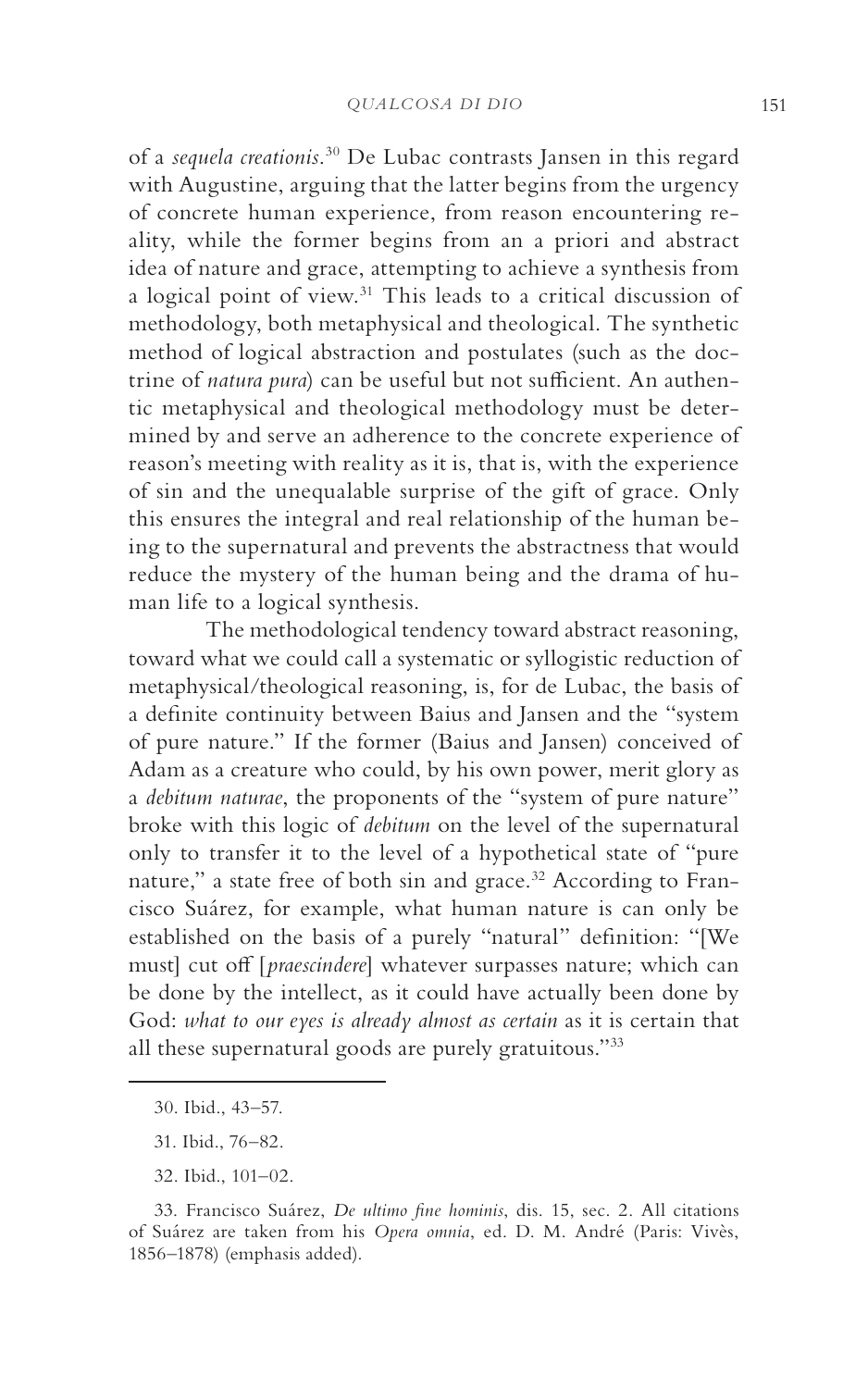of a *sequela creationis*.[30] De Lubac contrasts Jansen in this regard with Augustine, arguing that the latter begins from the urgency of concrete human experience, from reason encountering reality, while the former begins from an a priori and abstract idea of nature and grace, attempting to achieve a synthesis from a logical point of view.[31] This leads to a critical discussion of methodology, both metaphysical and theological. The synthetic method of logical abstraction and postulates (such as the doctrine of *natura pura*) can be useful but not sufficient. An authentic metaphysical and theological methodology must be determined by and serve an adherence to the concrete experience of reason's meeting with reality as it is, that is, with the experience of sin and the unequalable surprise of the gift of grace. Only this ensures the integral and real relationship of the human being to the supernatural and prevents the abstractness that would reduce the mystery of the human being and the drama of human life to a logical synthesis.

The methodological tendency toward abstract reasoning, toward what we could call a systematic or syllogistic reduction of metaphysical/theological reasoning, is, for de Lubac, the basis of a definite continuity between Baius and Jansen and the "system of pure nature." If the former (Baius and Jansen) conceived of Adam as a creature who could, by his own power, merit glory as a *debitum naturae*, the proponents of the "system of pure nature" broke with this logic of *debitum* on the level of the supernatural only to transfer it to the level of a hypothetical state of "pure nature," a state free of both sin and grace.[32] According to Francisco Suárez, for example, what human nature is can only be established on the basis of a purely "natural" definition: "[We must] cut off [*praescindere*] whatever surpasses nature; which can be done by the intellect, as it could have actually been done by God: *what to our eyes is already almost as certain* as it is certain that all these supernatural goods are purely gratuitous."[33]

---

30. Ibid., 43–57.

31. Ibid., 76–82.

32. Ibid., 101–02.

33. Francisco Suárez, *De ultimo fine hominis*, dis. 15, sec. 2. All citations of Suárez are taken from his *Opera omnia*, ed. D. M. André (Paris: Vivès, 1856–1878) (emphasis added).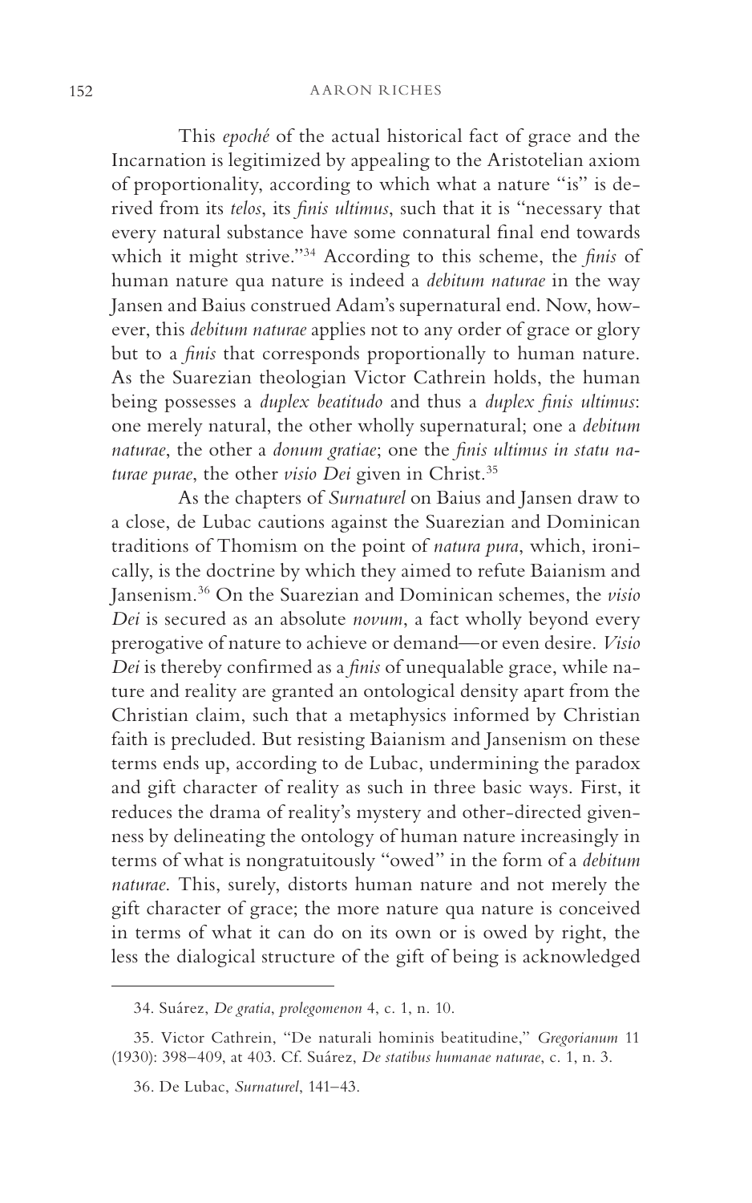This *epoché* of the actual historical fact of grace and the Incarnation is legitimized by appealing to the Aristotelian axiom of proportionality, according to which what a nature "is" is derived from its *telos*, its *finis ultimus*, such that it is "necessary that every natural substance have some connatural final end towards which it might strive."[34] According to this scheme, the *finis* of human nature qua nature is indeed a *debitum naturae* in the way Jansen and Baius construed Adam's supernatural end. Now, however, this *debitum naturae* applies not to any order of grace or glory but to a *finis* that corresponds proportionally to human nature. As the Suarezian theologian Victor Cathrein holds, the human being possesses a *duplex beatitudo* and thus a *duplex finis ultimus*: one merely natural, the other wholly supernatural; one a *debitum naturae*, the other a *donum gratiae*; one the *finis ultimus in statu naturae purae*, the other *visio Dei* given in Christ.[35]

As the chapters of *Surnaturel* on Baius and Jansen draw to a close, de Lubac cautions against the Suarezian and Dominican traditions of Thomism on the point of *natura pura*, which, ironically, is the doctrine by which they aimed to refute Baianism and Jansenism.[36] On the Suarezian and Dominican schemes, the *visio Dei* is secured as an absolute *novum*, a fact wholly beyond every prerogative of nature to achieve or demand—or even desire. *Visio Dei* is thereby confirmed as a *finis* of unequalable grace, while nature and reality are granted an ontological density apart from the Christian claim, such that a metaphysics informed by Christian faith is precluded. But resisting Baianism and Jansenism on these terms ends up, according to de Lubac, undermining the paradox and gift character of reality as such in three basic ways. First, it reduces the drama of reality's mystery and other-directed givenness by delineating the ontology of human nature increasingly in terms of what is nongratuitously "owed" in the form of a *debitum naturae*. This, surely, distorts human nature and not merely the gift character of grace; the more nature qua nature is conceived in terms of what it can do on its own or is owed by right, the less the dialogical structure of the gift of being is acknowledged

---

34. Suárez, *De gratia*, *prolegomenon* 4, c. 1, n. 10.

35. Victor Cathrein, "De naturali hominis beatitudine," *Gregorianum* 11 (1930): 398–409, at 403. Cf. Suárez, *De statibus humanae naturae*, c. 1, n. 3.

36. De Lubac, *Surnaturel*, 141–43.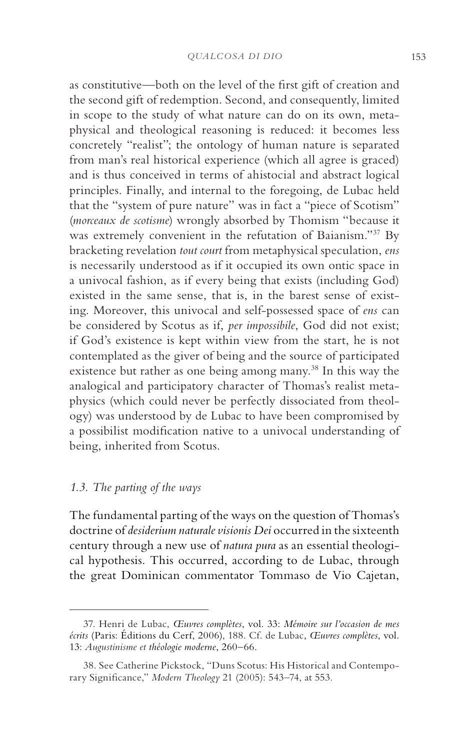as constitutive—both on the level of the first gift of creation and the second gift of redemption. Second, and consequently, limited in scope to the study of what nature can do on its own, metaphysical and theological reasoning is reduced: it becomes less concretely "realist"; the ontology of human nature is separated from man's real historical experience (which all agree is graced) and is thus conceived in terms of ahistocial and abstract logical principles. Finally, and internal to the foregoing, de Lubac held that the "system of pure nature" was in fact a "piece of Scotism" (*morceaux de scotisme*) wrongly absorbed by Thomism "because it was extremely convenient in the refutation of Baianism."[37] By bracketing revelation *tout court* from metaphysical speculation, *ens* is necessarily understood as if it occupied its own ontic space in a univocal fashion, as if every being that exists (including God) existed in the same sense, that is, in the barest sense of existing. Moreover, this univocal and self-possessed space of *ens* can be considered by Scotus as if, *per impossibile*, God did not exist; if God's existence is kept within view from the start, he is not contemplated as the giver of being and the source of participated existence but rather as one being among many.[38] In this way the analogical and participatory character of Thomas's realist metaphysics (which could never be perfectly dissociated from theology) was understood by de Lubac to have been compromised by a possibilist modification native to a univocal understanding of being, inherited from Scotus.

### *1.3. The parting of the ways*

The fundamental parting of the ways on the question of Thomas's doctrine of *desiderium naturale visionis Dei* occurred in the sixteenth century through a new use of *natura pura* as an essential theological hypothesis. This occurred, according to de Lubac, through the great Dominican commentator Tommaso de Vio Cajetan,

---

37. Henri de Lubac, *Œuvres complètes*, vol. 33: *Mémoire sur l'occasion de mes écrits* (Paris: Éditions du Cerf, 2006), 188. Cf. de Lubac, *Œuvres complètes*, vol. 13: *Augustinisme et théologie moderne*, 260–66.

38. See Catherine Pickstock, "Duns Scotus: His Historical and Contemporary Significance," *Modern Theology* 21 (2005): 543–74, at 553.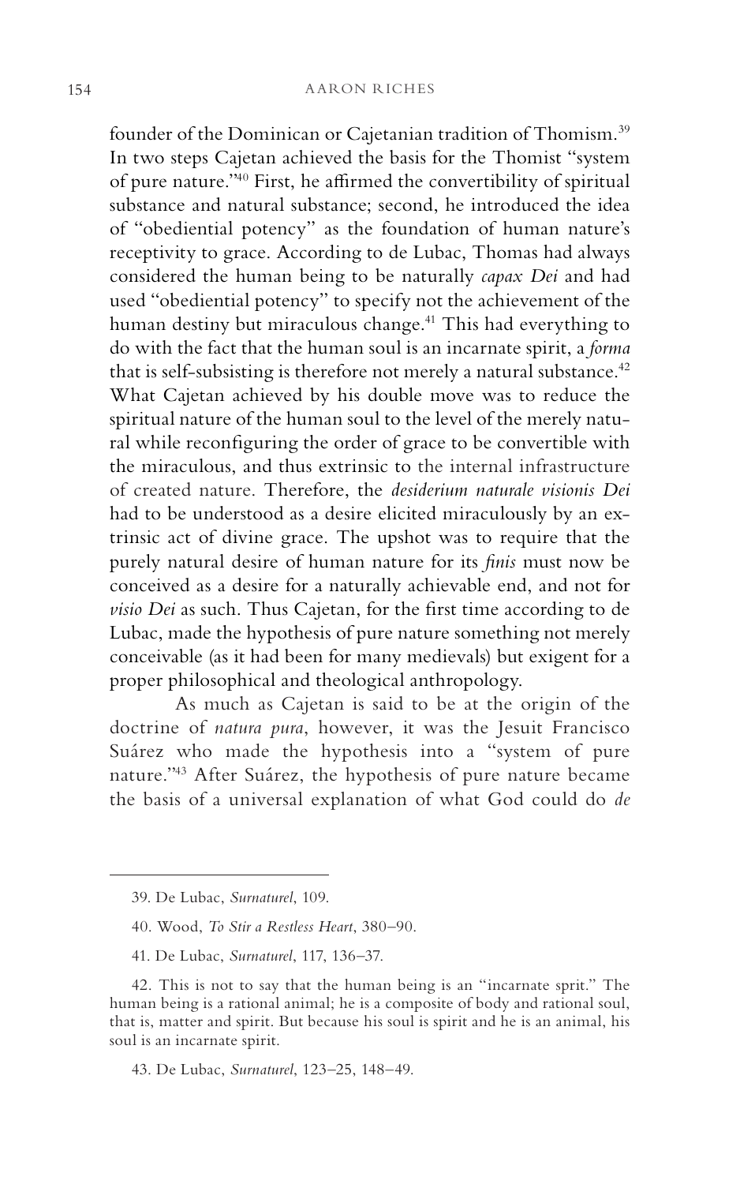founder of the Dominican or Cajetanian tradition of Thomism.[39] In two steps Cajetan achieved the basis for the Thomist "system of pure nature."[40] First, he affirmed the convertibility of spiritual substance and natural substance; second, he introduced the idea of "obediential potency" as the foundation of human nature's receptivity to grace. According to de Lubac, Thomas had always considered the human being to be naturally *capax Dei* and had used "obediential potency" to specify not the achievement of the human destiny but miraculous change.[41] This had everything to do with the fact that the human soul is an incarnate spirit, a *forma* that is self-subsisting is therefore not merely a natural substance.[42] What Cajetan achieved by his double move was to reduce the spiritual nature of the human soul to the level of the merely natural while reconfiguring the order of grace to be convertible with the miraculous, and thus extrinsic to the internal infrastructure of created nature. Therefore, the *desiderium naturale visionis Dei* had to be understood as a desire elicited miraculously by an extrinsic act of divine grace. The upshot was to require that the purely natural desire of human nature for its *finis* must now be conceived as a desire for a naturally achievable end, and not for *visio Dei* as such. Thus Cajetan, for the first time according to de Lubac, made the hypothesis of pure nature something not merely conceivable (as it had been for many medievals) but exigent for a proper philosophical and theological anthropology.

As much as Cajetan is said to be at the origin of the doctrine of *natura pura*, however, it was the Jesuit Francisco Suárez who made the hypothesis into a "system of pure nature."[43] After Suárez, the hypothesis of pure nature became the basis of a universal explanation of what God could do *de*

---

39. De Lubac, *Surnaturel*, 109.

40. Wood, *To Stir a Restless Heart*, 380–90.

41. De Lubac, *Surnaturel*, 117, 136–37.

42. This is not to say that the human being is an "incarnate sprit." The human being is a rational animal; he is a composite of body and rational soul, that is, matter and spirit. But because his soul is spirit and he is an animal, his soul is an incarnate spirit.

43. De Lubac, *Surnaturel*, 123–25, 148–49.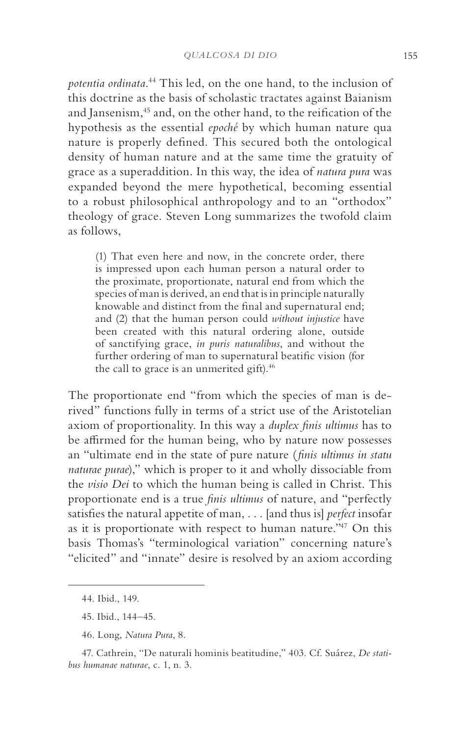*potentia ordinata*.[44] This led, on the one hand, to the inclusion of this doctrine as the basis of scholastic tractates against Baianism and Jansenism,[45] and, on the other hand, to the reification of the hypothesis as the essential *epoché* by which human nature qua nature is properly defined. This secured both the ontological density of human nature and at the same time the gratuity of grace as a superaddition. In this way, the idea of *natura pura* was expanded beyond the mere hypothetical, becoming essential to a robust philosophical anthropology and to an "orthodox" theology of grace. Steven Long summarizes the twofold claim as follows,

> (1) That even here and now, in the concrete order, there is impressed upon each human person a natural order to the proximate, proportionate, natural end from which the species of man is derived, an end that is in principle naturally knowable and distinct from the final and supernatural end; and (2) that the human person could *without injustice* have been created with this natural ordering alone, outside of sanctifying grace, *in puris naturalibus*, and without the further ordering of man to supernatural beatific vision (for the call to grace is an unmerited gift).[46]

The proportionate end "from which the species of man is derived" functions fully in terms of a strict use of the Aristotelian axiom of proportionality. In this way a *duplex finis ultimus* has to be affirmed for the human being, who by nature now possesses an "ultimate end in the state of pure nature (*finis ultimus in statu naturae purae*)," which is proper to it and wholly dissociable from the *visio Dei* to which the human being is called in Christ. This proportionate end is a true *finis ultimus* of nature, and "perfectly satisfies the natural appetite of man, . . . [and thus is] *perfect* insofar as it is proportionate with respect to human nature."[47] On this basis Thomas's "terminological variation" concerning nature's "elicited" and "innate" desire is resolved by an axiom according

---

44. Ibid., 149.

45. Ibid., 144–45.

46. Long, *Natura Pura*, 8.

47. Cathrein, "De naturali hominis beatitudine," 403. Cf. Suárez, *De statibus humanae naturae*, c. 1, n. 3.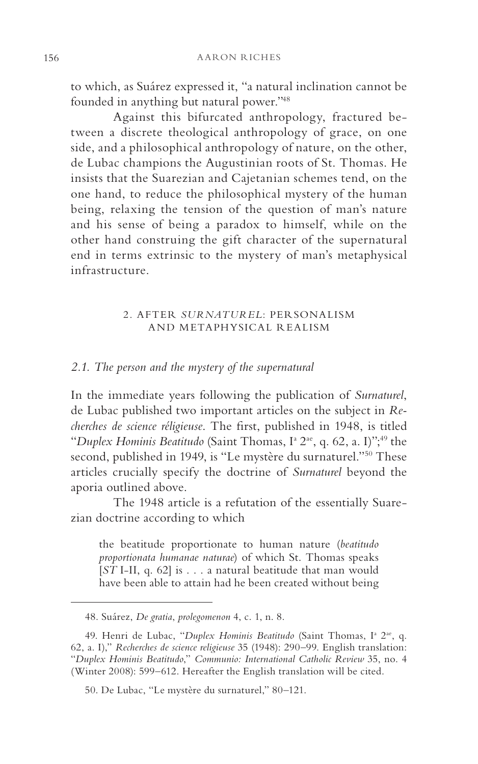to which, as Suárez expressed it, "a natural inclination cannot be founded in anything but natural power."[48]

Against this bifurcated anthropology, fractured between a discrete theological anthropology of grace, on one side, and a philosophical anthropology of nature, on the other, de Lubac champions the Augustinian roots of St. Thomas. He insists that the Suarezian and Cajetanian schemes tend, on the one hand, to reduce the philosophical mystery of the human being, relaxing the tension of the question of man's nature and his sense of being a paradox to himself, while on the other hand construing the gift character of the supernatural end in terms extrinsic to the mystery of man's metaphysical infrastructure.

## 2. AFTER *SURNATUREL*: PERSONALISM AND METAPHYSICAL REALISM

### *2.1. The person and the mystery of the supernatural*

In the immediate years following the publication of *Surnaturel*, de Lubac published two important articles on the subject in *Recherches de science réligieuse*. The first, published in 1948, is titled "*Duplex Hominis Beatitudo* (Saint Thomas, Iª 2ªᵉ, q. 62, a. I)";[49] the second, published in 1949, is "Le mystère du surnaturel."[50] These articles crucially specify the doctrine of *Surnaturel* beyond the aporia outlined above.

The 1948 article is a refutation of the essentially Suarezian doctrine according to which

> the beatitude proportionate to human nature (*beatitudo proportionata humanae naturae*) of which St. Thomas speaks [*ST* I-II, q. 62] is . . . a natural beatitude that man would have been able to attain had he been created without being

---

48. Suárez, *De gratia*, *prolegomenon* 4, c. 1, n. 8.

49. Henri de Lubac, "*Duplex Hominis Beatitudo* (Saint Thomas, Iª 2ªᵉ, q. 62, a. I)," *Recherches de science religieuse* 35 (1948): 290–99. English translation: "*Duplex Hominis Beatitudo*," *Communio: International Catholic Review* 35, no. 4 (Winter 2008): 599–612. Hereafter the English translation will be cited.

50. De Lubac, "Le mystère du surnaturel," 80–121.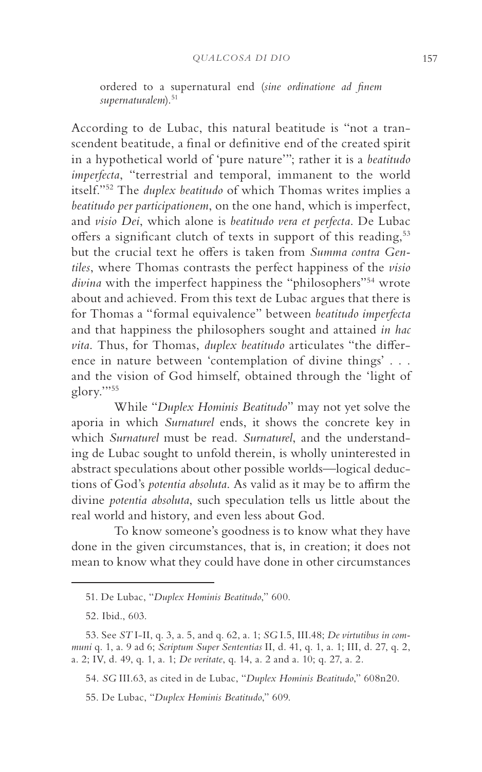ordered to a supernatural end (*sine ordinatione ad finem supernaturalem*).[51]

According to de Lubac, this natural beatitude is "not a transcendent beatitude, a final or definitive end of the created spirit in a hypothetical world of 'pure nature'"; rather it is a *beatitudo imperfecta*, "terrestrial and temporal, immanent to the world itself."[52] The *duplex beatitudo* of which Thomas writes implies a *beatitudo per participationem*, on the one hand, which is imperfect, and *visio Dei*, which alone is *beatitudo vera et perfecta*. De Lubac offers a significant clutch of texts in support of this reading,[53] but the crucial text he offers is taken from *Summa contra Gentiles*, where Thomas contrasts the perfect happiness of the *visio divina* with the imperfect happiness the "philosophers"[54] wrote about and achieved. From this text de Lubac argues that there is for Thomas a "formal equivalence" between *beatitudo imperfecta* and that happiness the philosophers sought and attained *in hac vita*. Thus, for Thomas, *duplex beatitudo* articulates "the difference in nature between 'contemplation of divine things' . . . and the vision of God himself, obtained through the 'light of glory.'"[55]

While "*Duplex Hominis Beatitudo*" may not yet solve the aporia in which *Surnaturel* ends, it shows the concrete key in which *Surnaturel* must be read. *Surnaturel*, and the understanding de Lubac sought to unfold therein, is wholly uninterested in abstract speculations about other possible worlds—logical deductions of God's *potentia absoluta*. As valid as it may be to affirm the divine *potentia absoluta*, such speculation tells us little about the real world and history, and even less about God.

To know someone's goodness is to know what they have done in the given circumstances, that is, in creation; it does not mean to know what they could have done in other circumstances

---

51. De Lubac, "*Duplex Hominis Beatitudo*," 600.

52. Ibid., 603.

53. See *ST* I-II, q. 3, a. 5, and q. 62, a. 1; *SG* I.5, III.48; *De virtutibus in communi* q. 1, a. 9 ad 6; *Scriptum Super Sententias* II, d. 41, q. 1, a. 1; III, d. 27, q. 2, a. 2; IV, d. 49, q. 1, a. 1; *De veritate*, q. 14, a. 2 and a. 10; q. 27, a. 2.

54. *SG* III.63, as cited in de Lubac, "*Duplex Hominis Beatitudo*," 608n20.

55. De Lubac, "*Duplex Hominis Beatitudo*," 609.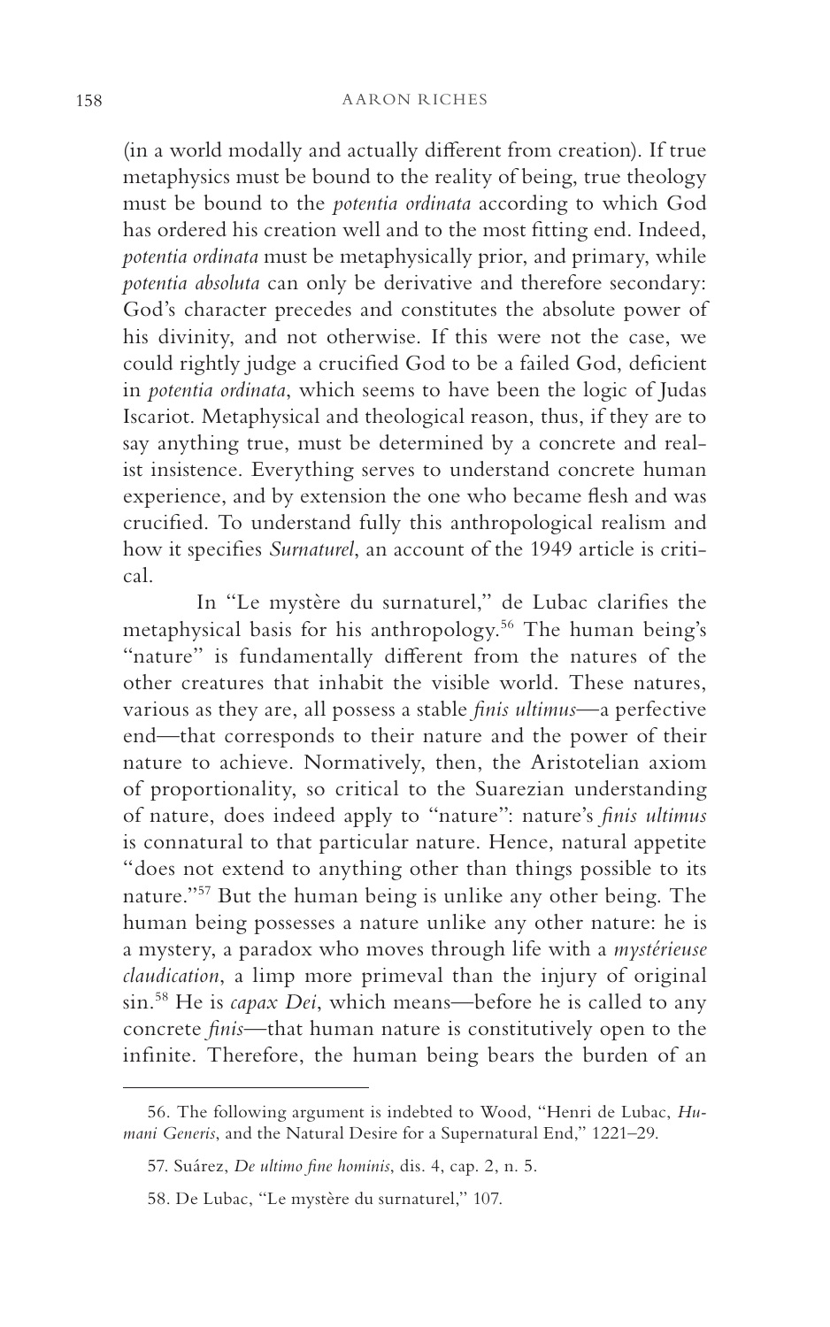(in a world modally and actually different from creation). If true metaphysics must be bound to the reality of being, true theology must be bound to the *potentia ordinata* according to which God has ordered his creation well and to the most fitting end. Indeed, *potentia ordinata* must be metaphysically prior, and primary, while *potentia absoluta* can only be derivative and therefore secondary: God's character precedes and constitutes the absolute power of his divinity, and not otherwise. If this were not the case, we could rightly judge a crucified God to be a failed God, deficient in *potentia ordinata*, which seems to have been the logic of Judas Iscariot. Metaphysical and theological reason, thus, if they are to say anything true, must be determined by a concrete and realist insistence. Everything serves to understand concrete human experience, and by extension the one who became flesh and was crucified. To understand fully this anthropological realism and how it specifies *Surnaturel*, an account of the 1949 article is critical.

In "Le mystère du surnaturel," de Lubac clarifies the metaphysical basis for his anthropology.[56] The human being's "nature" is fundamentally different from the natures of the other creatures that inhabit the visible world. These natures, various as they are, all possess a stable *finis ultimus*—a perfective end—that corresponds to their nature and the power of their nature to achieve. Normatively, then, the Aristotelian axiom of proportionality, so critical to the Suarezian understanding of nature, does indeed apply to "nature": nature's *finis ultimus* is connatural to that particular nature. Hence, natural appetite "does not extend to anything other than things possible to its nature."[57] But the human being is unlike any other being. The human being possesses a nature unlike any other nature: he is a mystery, a paradox who moves through life with a *mystérieuse claudication*, a limp more primeval than the injury of original sin.[58] He is *capax Dei*, which means—before he is called to any concrete *finis*—that human nature is constitutively open to the infinite. Therefore, the human being bears the burden of an

---

56. The following argument is indebted to Wood, "Henri de Lubac, *Humani Generis*, and the Natural Desire for a Supernatural End," 1221–29.

57. Suárez, *De ultimo fine hominis*, dis. 4, cap. 2, n. 5.

58. De Lubac, "Le mystère du surnaturel," 107.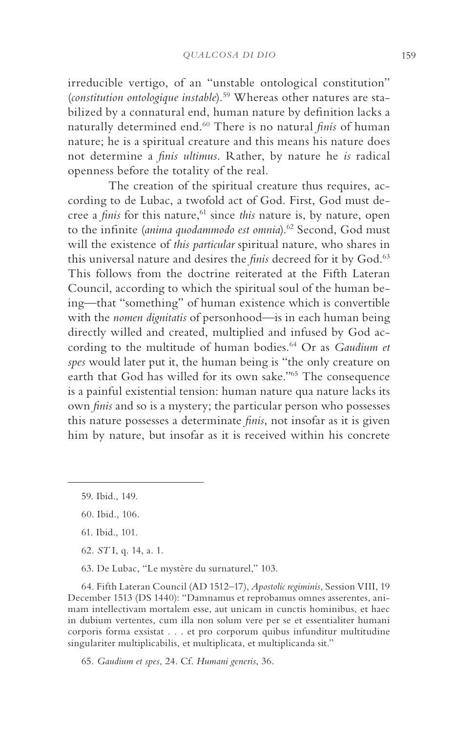irreducible vertigo, of an "unstable ontological constitution" (*constitution ontologique instable*).[59] Whereas other natures are stabilized by a connatural end, human nature by definition lacks a naturally determined end.[60] There is no natural *finis* of human nature; he is a spiritual creature and this means his nature does not determine a *finis ultimus*. Rather, by nature he *is* radical openness before the totality of the real.

The creation of the spiritual creature thus requires, according to de Lubac, a twofold act of God. First, God must decree a *finis* for this nature,[61] since *this* nature is, by nature, open to the infinite (*anima quodammodo est omnia*).[62] Second, God must will the existence of *this particular* spiritual nature, who shares in this universal nature and desires the *finis* decreed for it by God.[63] This follows from the doctrine reiterated at the Fifth Lateran Council, according to which the spiritual soul of the human being—that "something" of human existence which is convertible with the *nomen dignitatis* of personhood—is in each human being directly willed and created, multiplied and infused by God according to the multitude of human bodies.[64] Or as *Gaudium et spes* would later put it, the human being is "the only creature on earth that God has willed for its own sake."[65] The consequence is a painful existential tension: human nature qua nature lacks its own *finis* and so is a mystery; the particular person who possesses this nature possesses a determinate *finis*, not insofar as it is given him by nature, but insofar as it is received within his concrete

---

59. Ibid., 149.

60. Ibid., 106.

61. Ibid., 101.

62. *ST* I, q. 14, a. 1.

63. De Lubac, "Le mystère du surnaturel," 103.

64. Fifth Lateran Council (AD 1512–17), *Apostolic regiminis*, Session VIII, 19 December 1513 (DS 1440): "Damnamus et reprobamus omnes asserentes, animam intellectivam mortalem esse, aut unicam in cunctis hominibus, et haec in dubium vertentes, cum illa non solum vere per se et essentialiter humani corporis forma exsistat . . . et pro corporum quibus infunditur multitudine singulariter multiplicabilis, et multiplicata, et multiplicanda sit."

65. *Gaudium et spes*, 24. Cf. *Humani generis*, 36.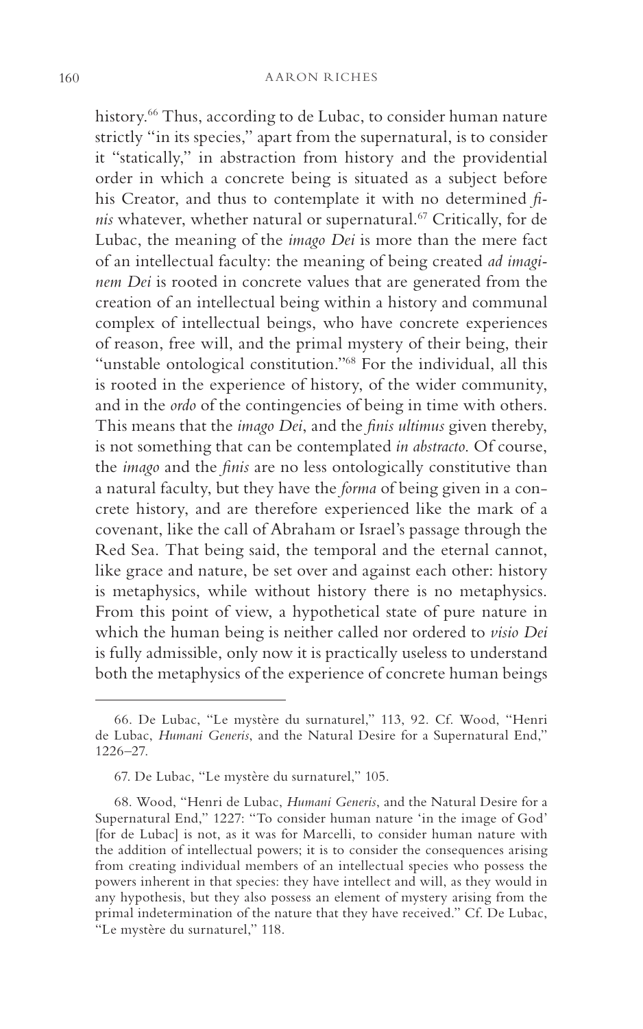history.[66] Thus, according to de Lubac, to consider human nature strictly "in its species," apart from the supernatural, is to consider it "statically," in abstraction from history and the providential order in which a concrete being is situated as a subject before his Creator, and thus to contemplate it with no determined *finis* whatever, whether natural or supernatural.[67] Critically, for de Lubac, the meaning of the *imago Dei* is more than the mere fact of an intellectual faculty: the meaning of being created *ad imaginem Dei* is rooted in concrete values that are generated from the creation of an intellectual being within a history and communal complex of intellectual beings, who have concrete experiences of reason, free will, and the primal mystery of their being, their "unstable ontological constitution."[68] For the individual, all this is rooted in the experience of history, of the wider community, and in the *ordo* of the contingencies of being in time with others. This means that the *imago Dei*, and the *finis ultimus* given thereby, is not something that can be contemplated *in abstracto*. Of course, the *imago* and the *finis* are no less ontologically constitutive than a natural faculty, but they have the *forma* of being given in a concrete history, and are therefore experienced like the mark of a covenant, like the call of Abraham or Israel's passage through the Red Sea. That being said, the temporal and the eternal cannot, like grace and nature, be set over and against each other: history is metaphysics, while without history there is no metaphysics. From this point of view, a hypothetical state of pure nature in which the human being is neither called nor ordered to *visio Dei* is fully admissible, only now it is practically useless to understand both the metaphysics of the experience of concrete human beings

---

66. De Lubac, "Le mystère du surnaturel," 113, 92. Cf. Wood, "Henri de Lubac, *Humani Generis*, and the Natural Desire for a Supernatural End," 1226–27.

67. De Lubac, "Le mystère du surnaturel," 105.

68. Wood, "Henri de Lubac, *Humani Generis*, and the Natural Desire for a Supernatural End," 1227: "To consider human nature 'in the image of God' [for de Lubac] is not, as it was for Marcelli, to consider human nature with the addition of intellectual powers; it is to consider the consequences arising from creating individual members of an intellectual species who possess the powers inherent in that species: they have intellect and will, as they would in any hypothesis, but they also possess an element of mystery arising from the primal indetermination of the nature that they have received." Cf. De Lubac, "Le mystère du surnaturel," 118.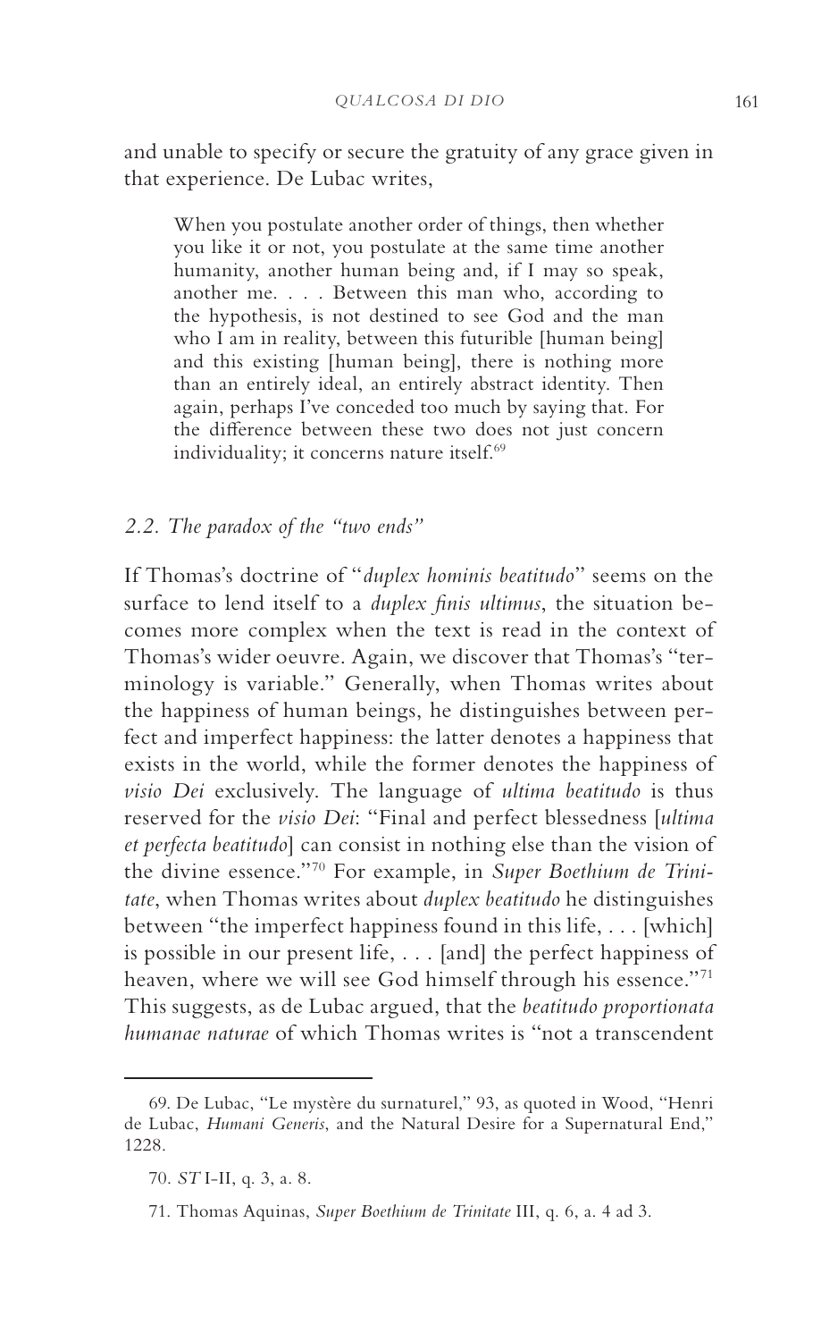and unable to specify or secure the gratuity of any grace given in that experience. De Lubac writes,

> When you postulate another order of things, then whether you like it or not, you postulate at the same time another humanity, another human being and, if I may so speak, another me. . . . Between this man who, according to the hypothesis, is not destined to see God and the man who I am in reality, between this futurible [human being] and this existing [human being], there is nothing more than an entirely ideal, an entirely abstract identity. Then again, perhaps I've conceded too much by saying that. For the difference between these two does not just concern individuality; it concerns nature itself.[69]

### *2.2. The paradox of the "two ends"*

If Thomas's doctrine of "*duplex hominis beatitudo*" seems on the surface to lend itself to a *duplex finis ultimus*, the situation becomes more complex when the text is read in the context of Thomas's wider oeuvre. Again, we discover that Thomas's "terminology is variable." Generally, when Thomas writes about the happiness of human beings, he distinguishes between perfect and imperfect happiness: the latter denotes a happiness that exists in the world, while the former denotes the happiness of *visio Dei* exclusively. The language of *ultima beatitudo* is thus reserved for the *visio Dei*: "Final and perfect blessedness [*ultima et perfecta beatitudo*] can consist in nothing else than the vision of the divine essence."[70] For example, in *Super Boethium de Trinitate*, when Thomas writes about *duplex beatitudo* he distinguishes between "the imperfect happiness found in this life, . . . [which] is possible in our present life, . . . [and] the perfect happiness of heaven, where we will see God himself through his essence."[71] This suggests, as de Lubac argued, that the *beatitudo proportionata humanae naturae* of which Thomas writes is "not a transcendent

---

69. De Lubac, "Le mystère du surnaturel," 93, as quoted in Wood, "Henri de Lubac, *Humani Generis*, and the Natural Desire for a Supernatural End," 1228.

70. *ST* I-II, q. 3, a. 8.

71. Thomas Aquinas, *Super Boethium de Trinitate* III, q. 6, a. 4 ad 3.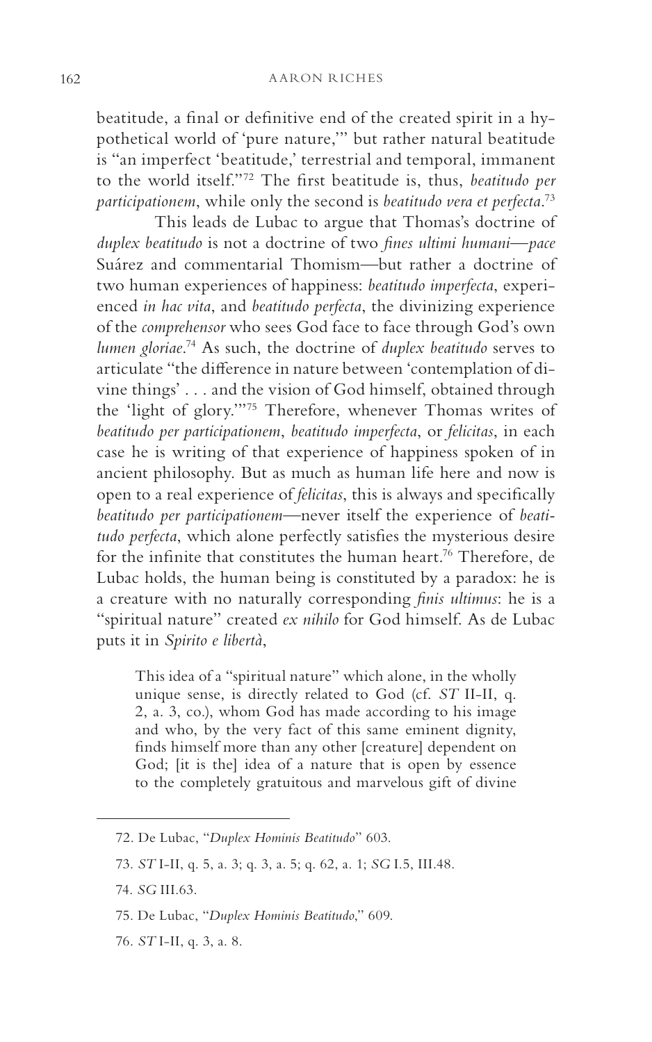beatitude, a final or definitive end of the created spirit in a hypothetical world of 'pure nature,'" but rather natural beatitude is "an imperfect 'beatitude,' terrestrial and temporal, immanent to the world itself."[72] The first beatitude is, thus, *beatitudo per participationem*, while only the second is *beatitudo vera et perfecta*.[73]

This leads de Lubac to argue that Thomas's doctrine of *duplex beatitudo* is not a doctrine of two *fines ultimi humani*—*pace* Suárez and commentarial Thomism—but rather a doctrine of two human experiences of happiness: *beatitudo imperfecta*, experienced *in hac vita*, and *beatitudo perfecta*, the divinizing experience of the *comprehensor* who sees God face to face through God's own *lumen gloriae*.[74] As such, the doctrine of *duplex beatitudo* serves to articulate "the difference in nature between 'contemplation of divine things' . . . and the vision of God himself, obtained through the 'light of glory.'"[75] Therefore, whenever Thomas writes of *beatitudo per participationem*, *beatitudo imperfecta*, or *felicitas*, in each case he is writing of that experience of happiness spoken of in ancient philosophy. But as much as human life here and now is open to a real experience of *felicitas*, this is always and specifically *beatitudo per participationem*—never itself the experience of *beatitudo perfecta*, which alone perfectly satisfies the mysterious desire for the infinite that constitutes the human heart.[76] Therefore, de Lubac holds, the human being is constituted by a paradox: he is a creature with no naturally corresponding *finis ultimus*: he is a "spiritual nature" created *ex nihilo* for God himself. As de Lubac puts it in *Spirito e libertà*,

> This idea of a "spiritual nature" which alone, in the wholly unique sense, is directly related to God (cf. *ST* II-II, q. 2, a. 3, co.), whom God has made according to his image and who, by the very fact of this same eminent dignity, finds himself more than any other [creature] dependent on God; [it is the] idea of a nature that is open by essence to the completely gratuitous and marvelous gift of divine

---

72. De Lubac, "*Duplex Hominis Beatitudo*" 603.

73. *ST* I-II, q. 5, a. 3; q. 3, a. 5; q. 62, a. 1; *SG* I.5, III.48.

74. *SG* III.63.

75. De Lubac, "*Duplex Hominis Beatitudo*," 609.

76. *ST* I-II, q. 3, a. 8.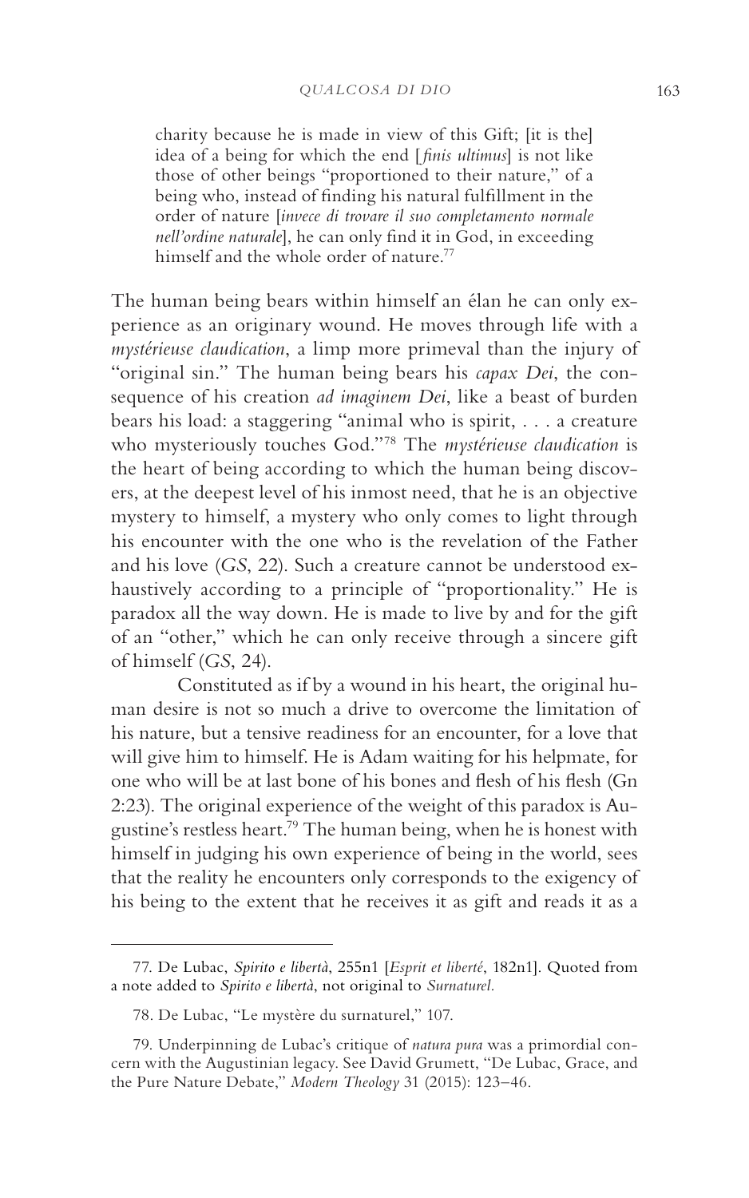> charity because he is made in view of this Gift; [it is the] idea of a being for which the end [*finis ultimus*] is not like those of other beings "proportioned to their nature," of a being who, instead of finding his natural fulfillment in the order of nature [*invece di trovare il suo completamento normale nell'ordine naturale*], he can only find it in God, in exceeding himself and the whole order of nature.[77]

The human being bears within himself an élan he can only experience as an originary wound. He moves through life with a *mystérieuse claudication*, a limp more primeval than the injury of "original sin." The human being bears his *capax Dei*, the consequence of his creation *ad imaginem Dei*, like a beast of burden bears his load: a staggering "animal who is spirit, . . . a creature who mysteriously touches God."[78] The *mystérieuse claudication* is the heart of being according to which the human being discovers, at the deepest level of his inmost need, that he is an objective mystery to himself, a mystery who only comes to light through his encounter with the one who is the revelation of the Father and his love (*GS*, 22). Such a creature cannot be understood exhaustively according to a principle of "proportionality." He is paradox all the way down. He is made to live by and for the gift of an "other," which he can only receive through a sincere gift of himself (*GS*, 24).

Constituted as if by a wound in his heart, the original human desire is not so much a drive to overcome the limitation of his nature, but a tensive readiness for an encounter, for a love that will give him to himself. He is Adam waiting for his helpmate, for one who will be at last bone of his bones and flesh of his flesh (Gn 2:23). The original experience of the weight of this paradox is Augustine's restless heart.[79] The human being, when he is honest with himself in judging his own experience of being in the world, sees that the reality he encounters only corresponds to the exigency of his being to the extent that he receives it as gift and reads it as a

---

77. De Lubac, *Spirito e libertà*, 255n1 [*Esprit et liberté*, 182n1]. Quoted from a note added to *Spirito e libertà*, not original to *Surnaturel*.

78. De Lubac, "Le mystère du surnaturel," 107.

79. Underpinning de Lubac's critique of *natura pura* was a primordial concern with the Augustinian legacy. See David Grumett, "De Lubac, Grace, and the Pure Nature Debate," *Modern Theology* 31 (2015): 123–46.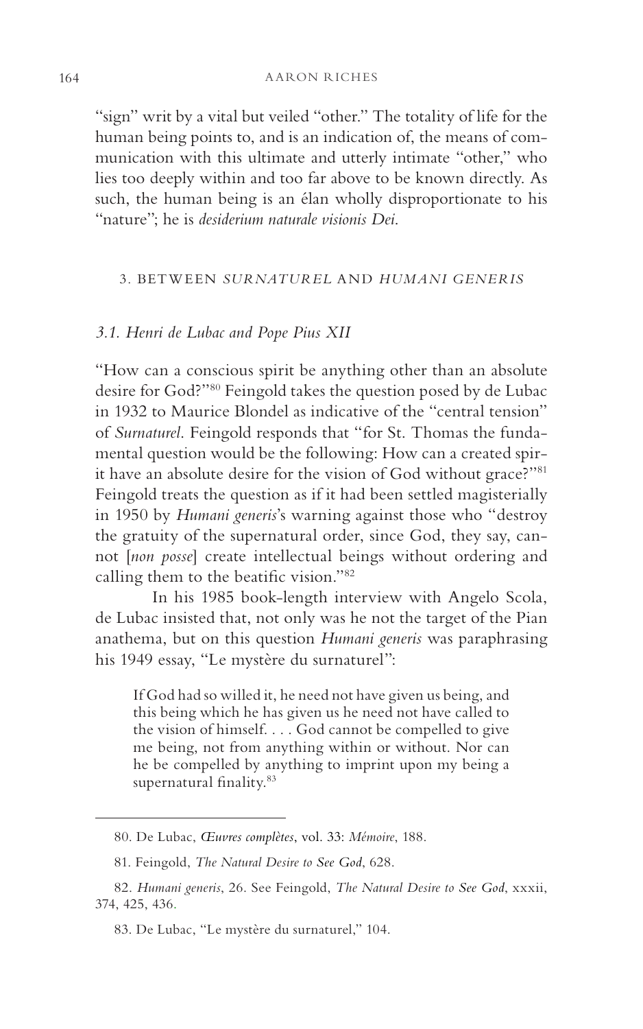"sign" writ by a vital but veiled "other." The totality of life for the human being points to, and is an indication of, the means of communication with this ultimate and utterly intimate "other," who lies too deeply within and too far above to be known directly. As such, the human being is an élan wholly disproportionate to his "nature"; he is *desiderium naturale visionis Dei*.

## 3. Between *Surnaturel* and *Humani Generis*

### *3.1. Henri de Lubac and Pope Pius XII*

"How can a conscious spirit be anything other than an absolute desire for God?"[80] Feingold takes the question posed by de Lubac in 1932 to Maurice Blondel as indicative of the "central tension" of *Surnaturel*. Feingold responds that "for St. Thomas the fundamental question would be the following: How can a created spirit have an absolute desire for the vision of God without grace?"[81] Feingold treats the question as if it had been settled magisterially in 1950 by *Humani generis*'s warning against those who "destroy the gratuity of the supernatural order, since God, they say, cannot [*non posse*] create intellectual beings without ordering and calling them to the beatific vision."[82]

In his 1985 book-length interview with Angelo Scola, de Lubac insisted that, not only was he not the target of the Pian anathema, but on this question *Humani generis* was paraphrasing his 1949 essay, "Le mystère du surnaturel":

> If God had so willed it, he need not have given us being, and this being which he has given us he need not have called to the vision of himself. . . . God cannot be compelled to give me being, not from anything within or without. Nor can he be compelled by anything to imprint upon my being a supernatural finality.[83]

---

80. De Lubac, *Œuvres complètes*, vol. 33: *Mémoire*, 188.

81. Feingold, *The Natural Desire to See God*, 628.

82. *Humani generis*, 26. See Feingold, *The Natural Desire to See God*, xxxii, 374, 425, 436.

83. De Lubac, "Le mystère du surnaturel," 104.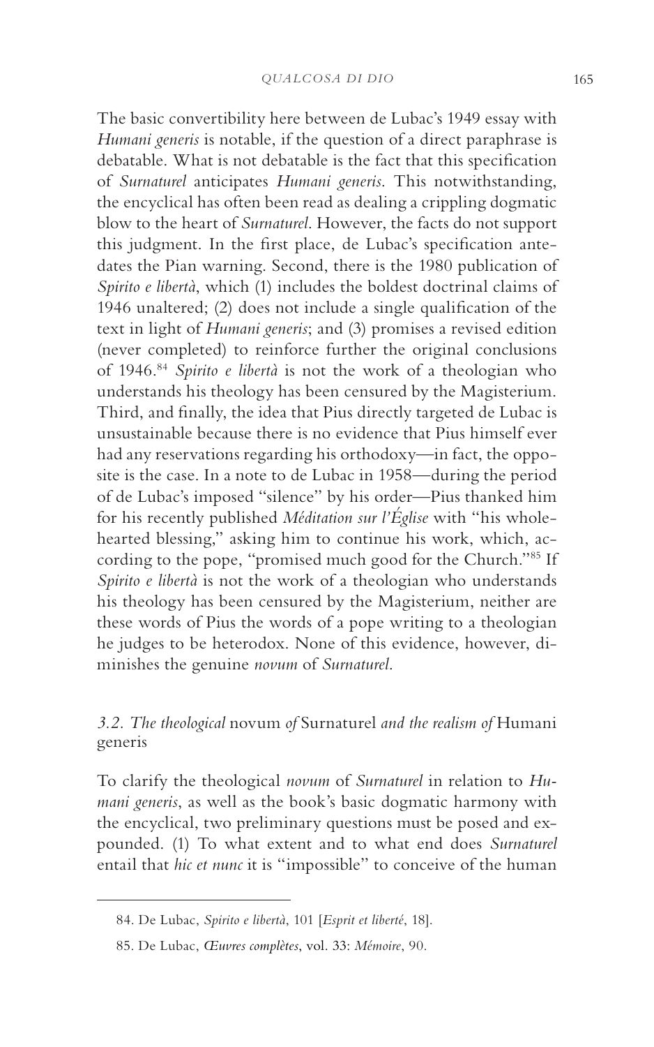The basic convertibility here between de Lubac's 1949 essay with *Humani generis* is notable, if the question of a direct paraphrase is debatable. What is not debatable is the fact that this specification of *Surnaturel* anticipates *Humani generis*. This notwithstanding, the encyclical has often been read as dealing a crippling dogmatic blow to the heart of *Surnaturel*. However, the facts do not support this judgment. In the first place, de Lubac's specification antedates the Pian warning. Second, there is the 1980 publication of *Spirito e libertà*, which (1) includes the boldest doctrinal claims of 1946 unaltered; (2) does not include a single qualification of the text in light of *Humani generis*; and (3) promises a revised edition (never completed) to reinforce further the original conclusions of 1946.[84] *Spirito e libertà* is not the work of a theologian who understands his theology has been censured by the Magisterium. Third, and finally, the idea that Pius directly targeted de Lubac is unsustainable because there is no evidence that Pius himself ever had any reservations regarding his orthodoxy—in fact, the opposite is the case. In a note to de Lubac in 1958—during the period of de Lubac's imposed "silence" by his order—Pius thanked him for his recently published *Méditation sur l'Église* with "his wholehearted blessing," asking him to continue his work, which, according to the pope, "promised much good for the Church."[85] If *Spirito e libertà* is not the work of a theologian who understands his theology has been censured by the Magisterium, neither are these words of Pius the words of a pope writing to a theologian he judges to be heterodox. None of this evidence, however, diminishes the genuine *novum* of *Surnaturel*.

### *3.2. The theological* novum *of* Surnaturel *and the realism of* Humani generis

To clarify the theological *novum* of *Surnaturel* in relation to *Humani generis*, as well as the book's basic dogmatic harmony with the encyclical, two preliminary questions must be posed and expounded. (1) To what extent and to what end does *Surnaturel* entail that *hic et nunc* it is "impossible" to conceive of the human

---

84. De Lubac, *Spirito e libertà*, 101 [*Esprit et liberté*, 18].

85. De Lubac, *Œuvres complètes*, vol. 33: *Mémoire*, 90.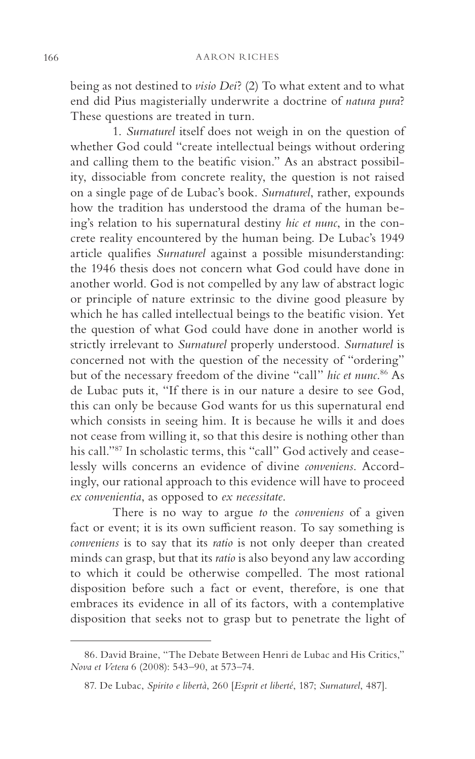being as not destined to *visio Dei*? (2) To what extent and to what end did Pius magisterially underwrite a doctrine of *natura pura*? These questions are treated in turn.

1. *Surnaturel* itself does not weigh in on the question of whether God could "create intellectual beings without ordering and calling them to the beatific vision." As an abstract possibility, dissociable from concrete reality, the question is not raised on a single page of de Lubac's book. *Surnaturel*, rather, expounds how the tradition has understood the drama of the human being's relation to his supernatural destiny *hic et nunc*, in the concrete reality encountered by the human being. De Lubac's 1949 article qualifies *Surnaturel* against a possible misunderstanding: the 1946 thesis does not concern what God could have done in another world. God is not compelled by any law of abstract logic or principle of nature extrinsic to the divine good pleasure by which he has called intellectual beings to the beatific vision. Yet the question of what God could have done in another world is strictly irrelevant to *Surnaturel* properly understood. *Surnaturel* is concerned not with the question of the necessity of "ordering" but of the necessary freedom of the divine "call" *hic et nunc*.[86] As de Lubac puts it, "If there is in our nature a desire to see God, this can only be because God wants for us this supernatural end which consists in seeing him. It is because he wills it and does not cease from willing it, so that this desire is nothing other than his call."[87] In scholastic terms, this "call" God actively and ceaselessly wills concerns an evidence of divine *conveniens*. Accordingly, our rational approach to this evidence will have to proceed *ex convenientia*, as opposed to *ex necessitate*.

There is no way to argue *to* the *conveniens* of a given fact or event; it is its own sufficient reason. To say something is *conveniens* is to say that its *ratio* is not only deeper than created minds can grasp, but that its *ratio* is also beyond any law according to which it could be otherwise compelled. The most rational disposition before such a fact or event, therefore, is one that embraces its evidence in all of its factors, with a contemplative disposition that seeks not to grasp but to penetrate the light of

---

86. David Braine, "The Debate Between Henri de Lubac and His Critics," *Nova et Vetera* 6 (2008): 543–90, at 573–74.

87. De Lubac, *Spirito e libertà*, 260 [*Esprit et liberté*, 187; *Surnaturel*, 487].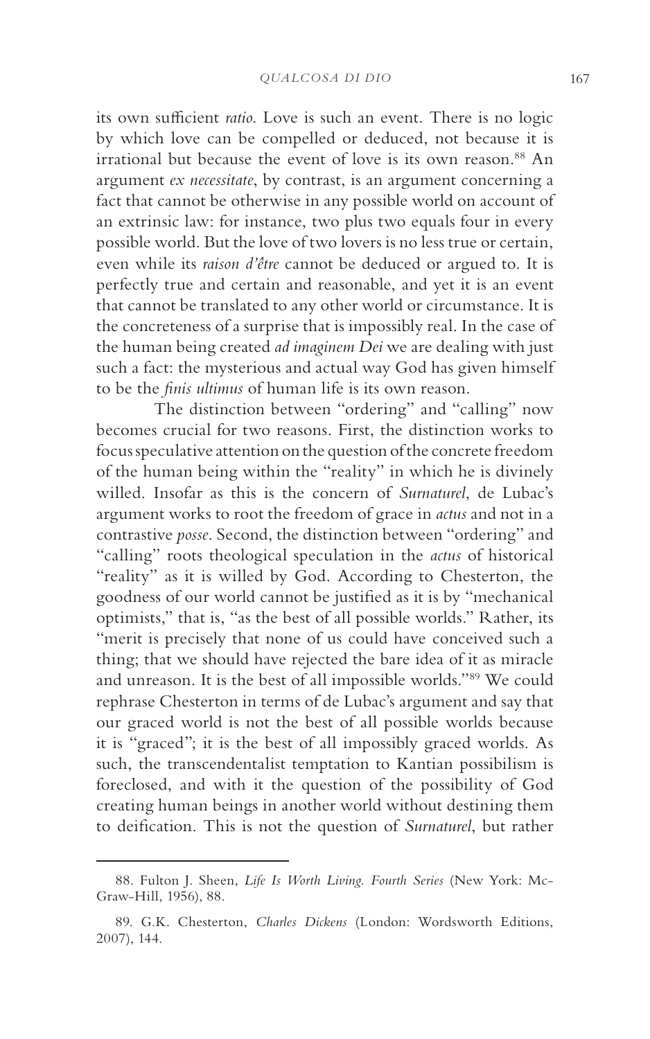its own sufficient *ratio*. Love is such an event. There is no logic by which love can be compelled or deduced, not because it is irrational but because the event of love is its own reason.[88] An argument *ex necessitate*, by contrast, is an argument concerning a fact that cannot be otherwise in any possible world on account of an extrinsic law: for instance, two plus two equals four in every possible world. But the love of two lovers is no less true or certain, even while its *raison d'être* cannot be deduced or argued to. It is perfectly true and certain and reasonable, and yet it is an event that cannot be translated to any other world or circumstance. It is the concreteness of a surprise that is impossibly real. In the case of the human being created *ad imaginem Dei* we are dealing with just such a fact: the mysterious and actual way God has given himself to be the *finis ultimus* of human life is its own reason.

The distinction between "ordering" and "calling" now becomes crucial for two reasons. First, the distinction works to focus speculative attention on the question of the concrete freedom of the human being within the "reality" in which he is divinely willed. Insofar as this is the concern of *Surnaturel*, de Lubac's argument works to root the freedom of grace in *actus* and not in a contrastive *posse*. Second, the distinction between "ordering" and "calling" roots theological speculation in the *actus* of historical "reality" as it is willed by God. According to Chesterton, the goodness of our world cannot be justified as it is by "mechanical optimists," that is, "as the best of all possible worlds." Rather, its "merit is precisely that none of us could have conceived such a thing; that we should have rejected the bare idea of it as miracle and unreason. It is the best of all impossible worlds."[89] We could rephrase Chesterton in terms of de Lubac's argument and say that our graced world is not the best of all possible worlds because it is "graced"; it is the best of all impossibly graced worlds. As such, the transcendentalist temptation to Kantian possibilism is foreclosed, and with it the question of the possibility of God creating human beings in another world without destining them to deification. This is not the question of *Surnaturel*, but rather

---

88. Fulton J. Sheen, *Life Is Worth Living. Fourth Series* (New York: McGraw-Hill, 1956), 88.

89. G.K. Chesterton, *Charles Dickens* (London: Wordsworth Editions, 2007), 144.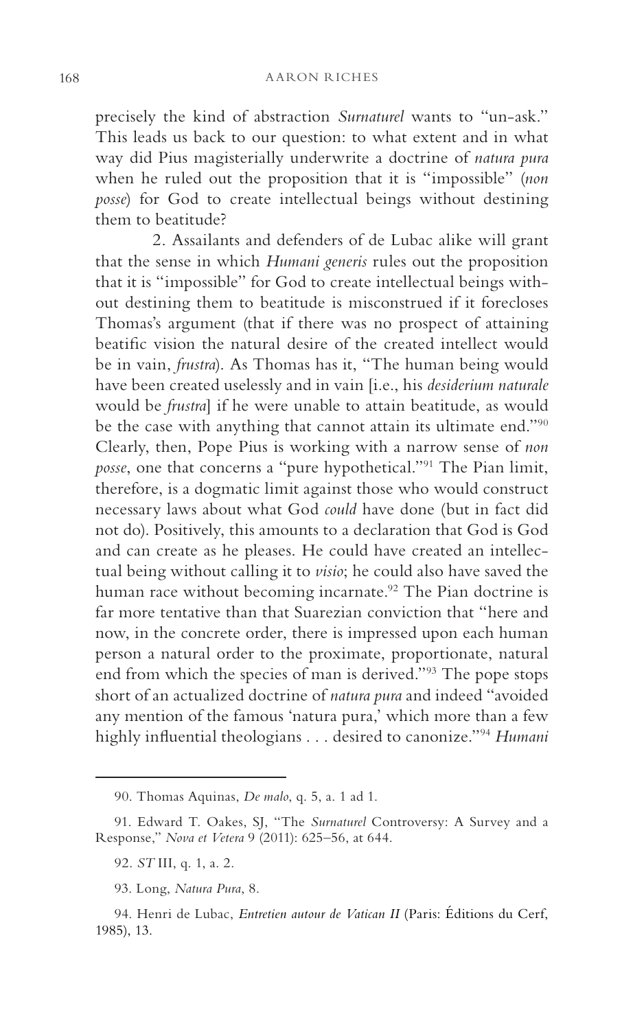precisely the kind of abstraction *Surnaturel* wants to "un-ask." This leads us back to our question: to what extent and in what way did Pius magisterially underwrite a doctrine of *natura pura* when he ruled out the proposition that it is "impossible" (*non posse*) for God to create intellectual beings without destining them to beatitude?

2. Assailants and defenders of de Lubac alike will grant that the sense in which *Humani generis* rules out the proposition that it is "impossible" for God to create intellectual beings without destining them to beatitude is misconstrued if it forecloses Thomas's argument (that if there was no prospect of attaining beatific vision the natural desire of the created intellect would be in vain, *frustra*). As Thomas has it, "The human being would have been created uselessly and in vain [i.e., his *desiderium naturale* would be *frustra*] if he were unable to attain beatitude, as would be the case with anything that cannot attain its ultimate end."[90] Clearly, then, Pope Pius is working with a narrow sense of *non posse*, one that concerns a "pure hypothetical."[91] The Pian limit, therefore, is a dogmatic limit against those who would construct necessary laws about what God *could* have done (but in fact did not do). Positively, this amounts to a declaration that God is God and can create as he pleases. He could have created an intellectual being without calling it to *visio*; he could also have saved the human race without becoming incarnate.[92] The Pian doctrine is far more tentative than that Suarezian conviction that "here and now, in the concrete order, there is impressed upon each human person a natural order to the proximate, proportionate, natural end from which the species of man is derived."[93] The pope stops short of an actualized doctrine of *natura pura* and indeed "avoided any mention of the famous 'natura pura,' which more than a few highly influential theologians . . . desired to canonize."[94] *Humani*

---

90. Thomas Aquinas, *De malo*, q. 5, a. 1 ad 1.

91. Edward T. Oakes, SJ, "The *Surnaturel* Controversy: A Survey and a Response," *Nova et Vetera* 9 (2011): 625–56, at 644.

92. *ST* III, q. 1, a. 2.

93. Long, *Natura Pura*, 8.

94. Henri de Lubac, *Entretien autour de Vatican II* (Paris: Éditions du Cerf, 1985), 13.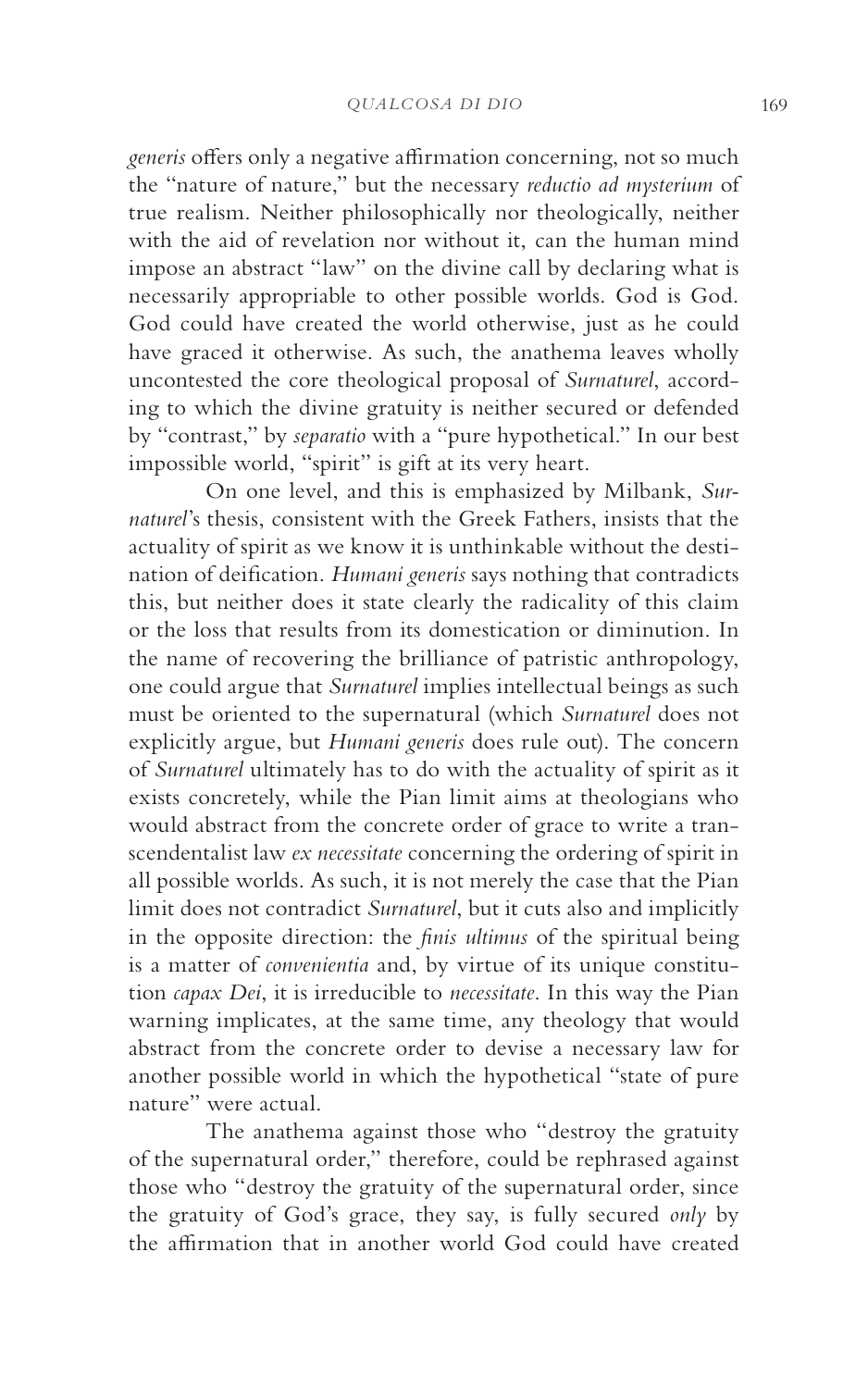*generis* offers only a negative affirmation concerning, not so much the "nature of nature," but the necessary *reductio ad mysterium* of true realism. Neither philosophically nor theologically, neither with the aid of revelation nor without it, can the human mind impose an abstract "law" on the divine call by declaring what is necessarily appropriable to other possible worlds. God is God. God could have created the world otherwise, just as he could have graced it otherwise. As such, the anathema leaves wholly uncontested the core theological proposal of *Surnaturel*, according to which the divine gratuity is neither secured or defended by "contrast," by *separatio* with a "pure hypothetical." In our best impossible world, "spirit" is gift at its very heart.

On one level, and this is emphasized by Milbank, *Surnaturel*'s thesis, consistent with the Greek Fathers, insists that the actuality of spirit as we know it is unthinkable without the destination of deification. *Humani generis* says nothing that contradicts this, but neither does it state clearly the radicality of this claim or the loss that results from its domestication or diminution. In the name of recovering the brilliance of patristic anthropology, one could argue that *Surnaturel* implies intellectual beings as such must be oriented to the supernatural (which *Surnaturel* does not explicitly argue, but *Humani generis* does rule out). The concern of *Surnaturel* ultimately has to do with the actuality of spirit as it exists concretely, while the Pian limit aims at theologians who would abstract from the concrete order of grace to write a transcendentalist law *ex necessitate* concerning the ordering of spirit in all possible worlds. As such, it is not merely the case that the Pian limit does not contradict *Surnaturel*, but it cuts also and implicitly in the opposite direction: the *finis ultimus* of the spiritual being is a matter of *convenientia* and, by virtue of its unique constitution *capax Dei*, it is irreducible to *necessitate*. In this way the Pian warning implicates, at the same time, any theology that would abstract from the concrete order to devise a necessary law for another possible world in which the hypothetical "state of pure nature" were actual.

The anathema against those who "destroy the gratuity of the supernatural order," therefore, could be rephrased against those who "destroy the gratuity of the supernatural order, since the gratuity of God's grace, they say, is fully secured *only* by the affirmation that in another world God could have created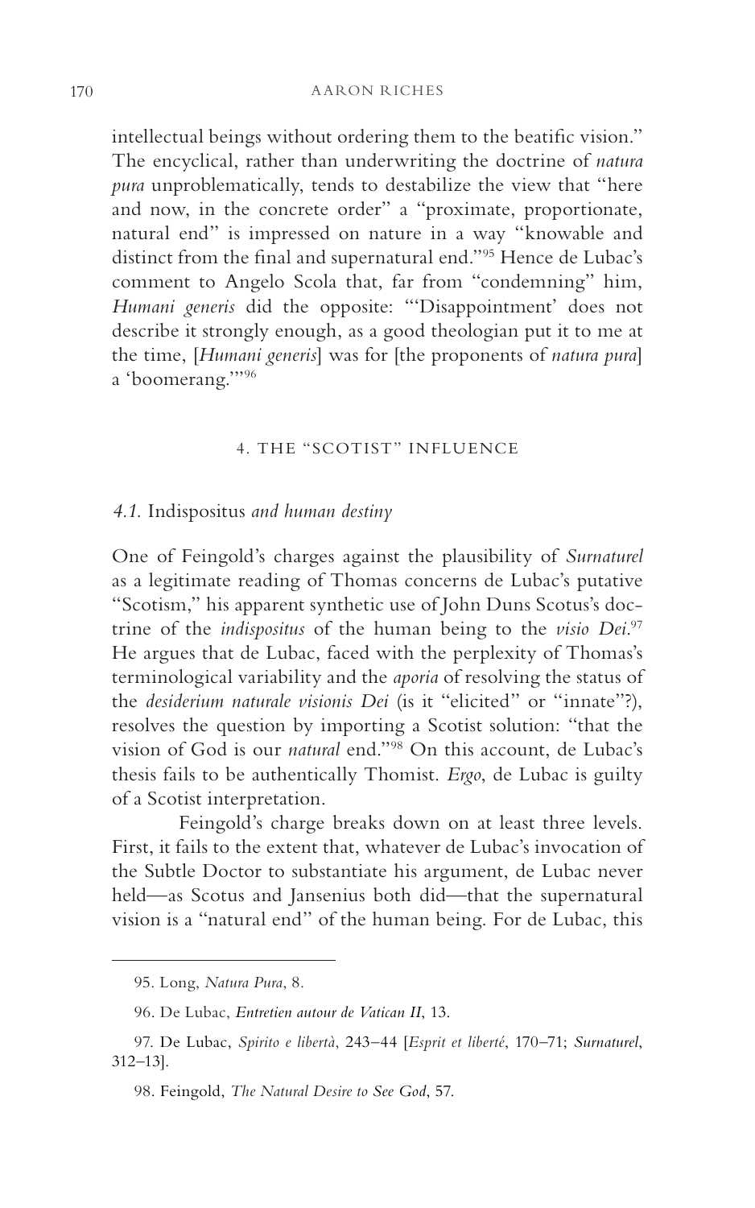intellectual beings without ordering them to the beatific vision." The encyclical, rather than underwriting the doctrine of *natura pura* unproblematically, tends to destabilize the view that "here and now, in the concrete order" a "proximate, proportionate, natural end" is impressed on nature in a way "knowable and distinct from the final and supernatural end."[95] Hence de Lubac's comment to Angelo Scola that, far from "condemning" him, *Humani generis* did the opposite: "'Disappointment' does not describe it strongly enough, as a good theologian put it to me at the time, [*Humani generis*] was for [the proponents of *natura pura*] a 'boomerang.'"[96]

## 4. THE "SCOTIST" INFLUENCE

### *4.1.* Indispositus *and human destiny*

One of Feingold's charges against the plausibility of *Surnaturel* as a legitimate reading of Thomas concerns de Lubac's putative "Scotism," his apparent synthetic use of John Duns Scotus's doctrine of the *indispositus* of the human being to the *visio Dei*.[97] He argues that de Lubac, faced with the perplexity of Thomas's terminological variability and the *aporia* of resolving the status of the *desiderium naturale visionis Dei* (is it "elicited" or "innate"?), resolves the question by importing a Scotist solution: "that the vision of God is our *natural* end."[98] On this account, de Lubac's thesis fails to be authentically Thomist. *Ergo*, de Lubac is guilty of a Scotist interpretation.

Feingold's charge breaks down on at least three levels. First, it fails to the extent that, whatever de Lubac's invocation of the Subtle Doctor to substantiate his argument, de Lubac never held—as Scotus and Jansenius both did—that the supernatural vision is a "natural end" of the human being. For de Lubac, this

---

95. Long, *Natura Pura*, 8.

96. De Lubac, *Entretien autour de Vatican II*, 13.

97. De Lubac, *Spirito e libertà*, 243–44 [*Esprit et liberté*, 170–71; *Surnaturel*, 312–13].

98. Feingold, *The Natural Desire to See God*, 57.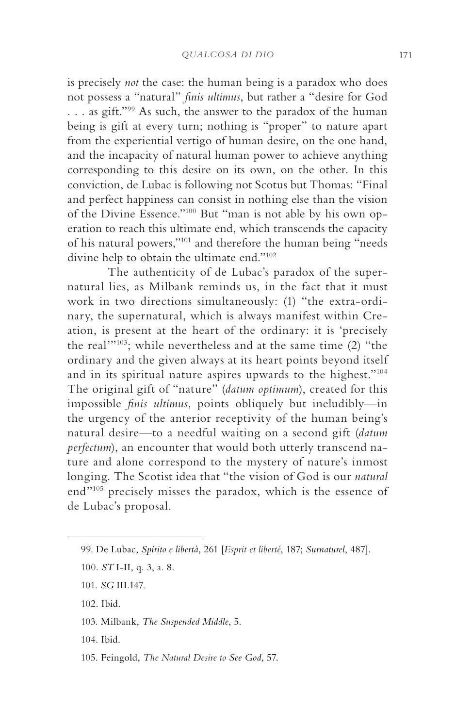is precisely *not* the case: the human being is a paradox who does not possess a "natural" *finis ultimus*, but rather a "desire for God . . . as gift."[99] As such, the answer to the paradox of the human being is gift at every turn; nothing is "proper" to nature apart from the experiential vertigo of human desire, on the one hand, and the incapacity of natural human power to achieve anything corresponding to this desire on its own, on the other. In this conviction, de Lubac is following not Scotus but Thomas: "Final and perfect happiness can consist in nothing else than the vision of the Divine Essence."[100] But "man is not able by his own operation to reach this ultimate end, which transcends the capacity of his natural powers,"[101] and therefore the human being "needs divine help to obtain the ultimate end."[102]

The authenticity of de Lubac's paradox of the supernatural lies, as Milbank reminds us, in the fact that it must work in two directions simultaneously: (1) "the extra-ordinary, the supernatural, which is always manifest within Creation, is present at the heart of the ordinary: it is 'precisely the real'"[103]; while nevertheless and at the same time (2) "the ordinary and the given always at its heart points beyond itself and in its spiritual nature aspires upwards to the highest."[104] The original gift of "nature" (*datum optimum*), created for this impossible *finis ultimus*, points obliquely but ineludibly—in the urgency of the anterior receptivity of the human being's natural desire—to a needful waiting on a second gift (*datum perfectum*), an encounter that would both utterly transcend nature and alone correspond to the mystery of nature's inmost longing. The Scotist idea that "the vision of God is our *natural* end"[105] precisely misses the paradox, which is the essence of de Lubac's proposal.

---

99. De Lubac, *Spirito e libertà*, 261 [*Esprit et liberté*, 187; *Surnaturel*, 487].

100. *ST* I-II, q. 3, a. 8.

101. *SG* III.147.

102. Ibid.

103. Milbank, *The Suspended Middle*, 5.

104. Ibid.

105. Feingold, *The Natural Desire to See God*, 57.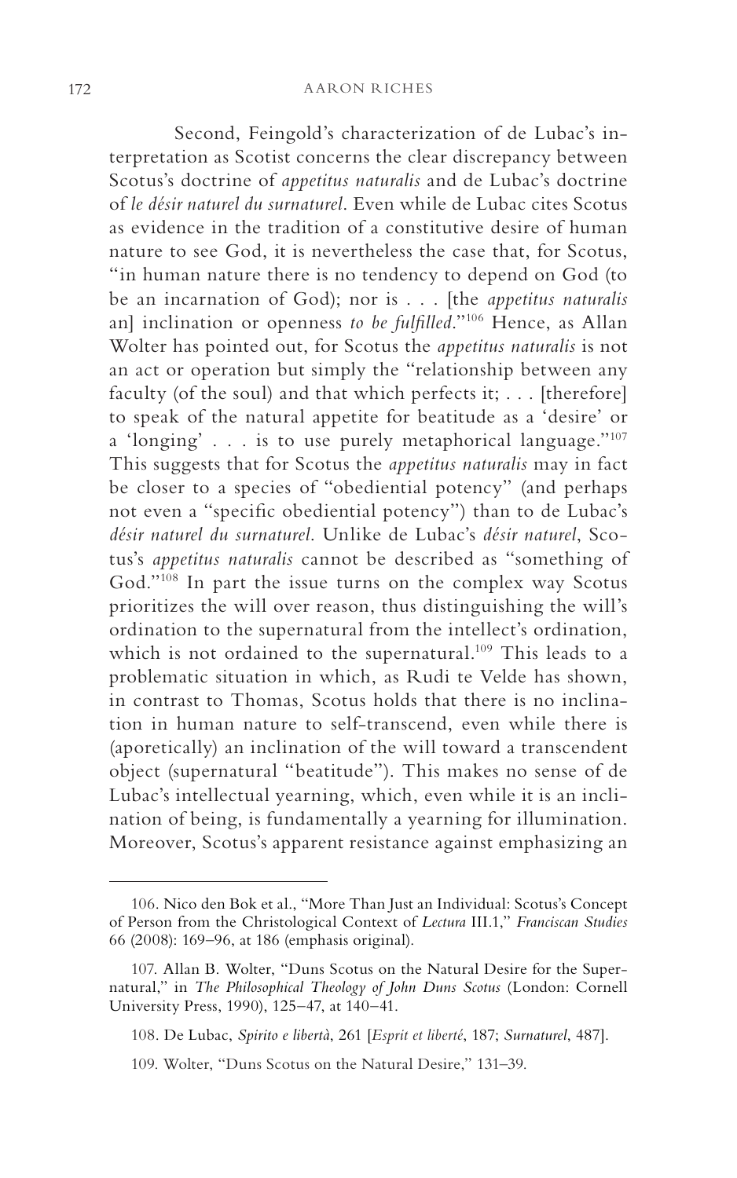Second, Feingold's characterization of de Lubac's interpretation as Scotist concerns the clear discrepancy between Scotus's doctrine of *appetitus naturalis* and de Lubac's doctrine of *le désir naturel du surnaturel*. Even while de Lubac cites Scotus as evidence in the tradition of a constitutive desire of human nature to see God, it is nevertheless the case that, for Scotus, "in human nature there is no tendency to depend on God (to be an incarnation of God); nor is . . . [the *appetitus naturalis* an] inclination or openness *to be fulfilled*."[106] Hence, as Allan Wolter has pointed out, for Scotus the *appetitus naturalis* is not an act or operation but simply the "relationship between any faculty (of the soul) and that which perfects it; . . . [therefore] to speak of the natural appetite for beatitude as a 'desire' or a 'longing' . . . is to use purely metaphorical language."[107] This suggests that for Scotus the *appetitus naturalis* may in fact be closer to a species of "obediential potency" (and perhaps not even a "specific obediential potency") than to de Lubac's *désir naturel du surnaturel*. Unlike de Lubac's *désir naturel*, Scotus's *appetitus naturalis* cannot be described as "something of God."[108] In part the issue turns on the complex way Scotus prioritizes the will over reason, thus distinguishing the will's ordination to the supernatural from the intellect's ordination, which is not ordained to the supernatural.[109] This leads to a problematic situation in which, as Rudi te Velde has shown, in contrast to Thomas, Scotus holds that there is no inclination in human nature to self-transcend, even while there is (aporetically) an inclination of the will toward a transcendent object (supernatural "beatitude"). This makes no sense of de Lubac's intellectual yearning, which, even while it is an inclination of being, is fundamentally a yearning for illumination. Moreover, Scotus's apparent resistance against emphasizing an

---

106. Nico den Bok et al., "More Than Just an Individual: Scotus's Concept of Person from the Christological Context of *Lectura* III.1," *Franciscan Studies* 66 (2008): 169–96, at 186 (emphasis original).

107. Allan B. Wolter, "Duns Scotus on the Natural Desire for the Supernatural," in *The Philosophical Theology of John Duns Scotus* (London: Cornell University Press, 1990), 125–47, at 140–41.

108. De Lubac, *Spirito e libertà*, 261 [*Esprit et liberté*, 187; *Surnaturel*, 487].

109. Wolter, "Duns Scotus on the Natural Desire," 131–39.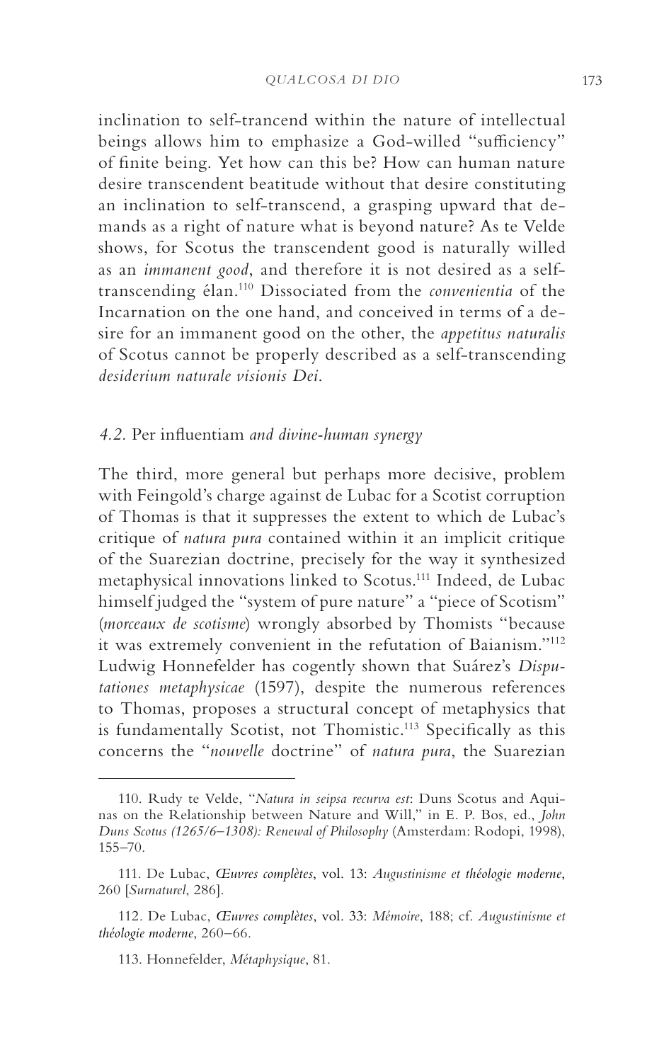inclination to self-trancend within the nature of intellectual beings allows him to emphasize a God-willed "sufficiency" of finite being. Yet how can this be? How can human nature desire transcendent beatitude without that desire constituting an inclination to self-transcend, a grasping upward that demands as a right of nature what is beyond nature? As te Velde shows, for Scotus the transcendent good is naturally willed as an *immanent good*, and therefore it is not desired as a self-transcending élan.[110] Dissociated from the *convenientia* of the Incarnation on the one hand, and conceived in terms of a desire for an immanent good on the other, the *appetitus naturalis* of Scotus cannot be properly described as a self-transcending *desiderium naturale visionis Dei*.

### *4.2.* Per influentiam *and divine-human synergy*

The third, more general but perhaps more decisive, problem with Feingold's charge against de Lubac for a Scotist corruption of Thomas is that it suppresses the extent to which de Lubac's critique of *natura pura* contained within it an implicit critique of the Suarezian doctrine, precisely for the way it synthesized metaphysical innovations linked to Scotus.[111] Indeed, de Lubac himself judged the "system of pure nature" a "piece of Scotism" (*morceaux de scotisme*) wrongly absorbed by Thomists "because it was extremely convenient in the refutation of Baianism."[112] Ludwig Honnefelder has cogently shown that Suárez's *Disputationes metaphysicae* (1597), despite the numerous references to Thomas, proposes a structural concept of metaphysics that is fundamentally Scotist, not Thomistic.[113] Specifically as this concerns the "*nouvelle* doctrine" of *natura pura*, the Suarezian

---

110. Rudy te Velde, "*Natura in seipsa recurva est*: Duns Scotus and Aquinas on the Relationship between Nature and Will," in E. P. Bos, ed., *John Duns Scotus (1265/6–1308): Renewal of Philosophy* (Amsterdam: Rodopi, 1998), 155–70.

111. De Lubac, *Œuvres complètes*, vol. 13: *Augustinisme et théologie moderne*, 260 [*Surnaturel*, 286].

112. De Lubac, *Œuvres complètes*, vol. 33: *Mémoire*, 188; cf. *Augustinisme et théologie moderne*, 260–66.

113. Honnefelder, *Métaphysique*, 81.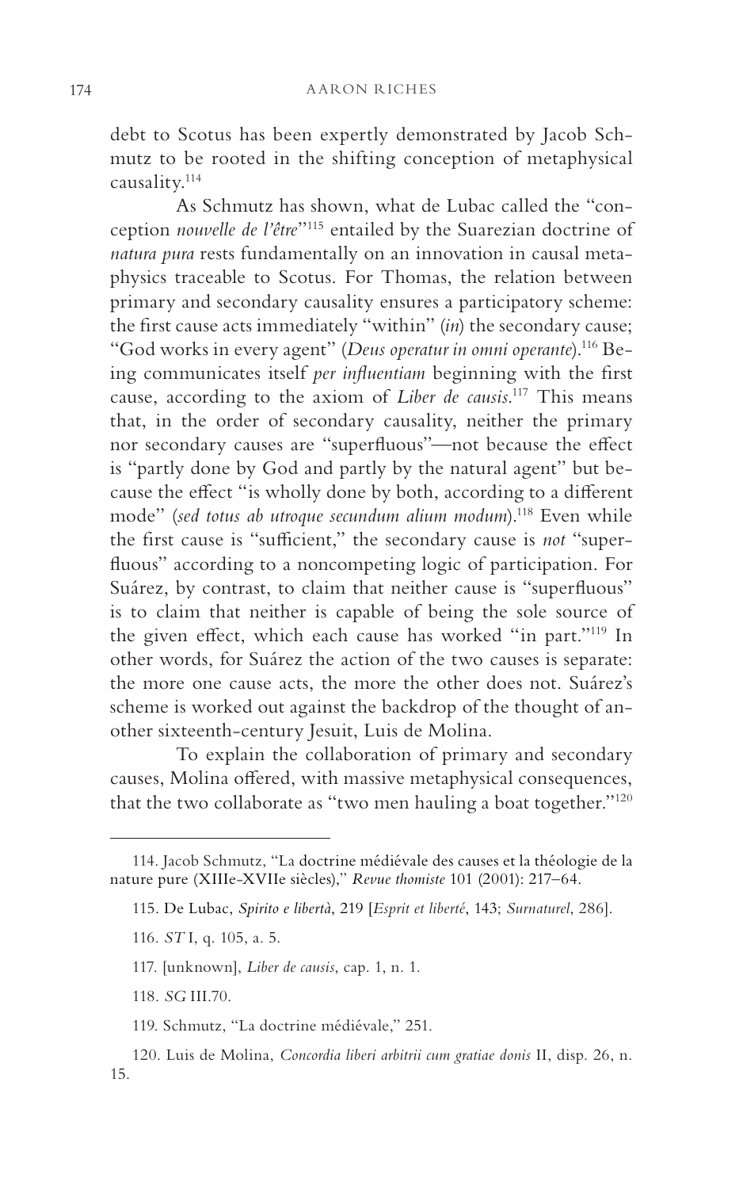debt to Scotus has been expertly demonstrated by Jacob Schmutz to be rooted in the shifting conception of metaphysical causality.[114]

As Schmutz has shown, what de Lubac called the "conception *nouvelle de l'être*"[115] entailed by the Suarezian doctrine of *natura pura* rests fundamentally on an innovation in causal metaphysics traceable to Scotus. For Thomas, the relation between primary and secondary causality ensures a participatory scheme: the first cause acts immediately "within" (*in*) the secondary cause; "God works in every agent" (*Deus operatur in omni operante*).[116] Being communicates itself *per influentiam* beginning with the first cause, according to the axiom of *Liber de causis*.[117] This means that, in the order of secondary causality, neither the primary nor secondary causes are "superfluous"—not because the effect is "partly done by God and partly by the natural agent" but because the effect "is wholly done by both, according to a different mode" (*sed totus ab utroque secundum alium modum*).[118] Even while the first cause is "sufficient," the secondary cause is *not* "superfluous" according to a noncompeting logic of participation. For Suárez, by contrast, to claim that neither cause is "superfluous" is to claim that neither is capable of being the sole source of the given effect, which each cause has worked "in part."[119] In other words, for Suárez the action of the two causes is separate: the more one cause acts, the more the other does not. Suárez's scheme is worked out against the backdrop of the thought of another sixteenth-century Jesuit, Luis de Molina.

To explain the collaboration of primary and secondary causes, Molina offered, with massive metaphysical consequences, that the two collaborate as "two men hauling a boat together."[120]

---

114. Jacob Schmutz, "La doctrine médiévale des causes et la théologie de la nature pure (XIIIe-XVIIe siècles)," *Revue thomiste* 101 (2001): 217–64.

115. De Lubac, *Spirito e libertà*, 219 [*Esprit et liberté*, 143; *Surnaturel*, 286].

116. *ST* I, q. 105, a. 5.

117. [unknown], *Liber de causis*, cap. 1, n. 1.

118. *SG* III.70.

119. Schmutz, "La doctrine médiévale," 251.

120. Luis de Molina, *Concordia liberi arbitrii cum gratiae donis* II, disp. 26, n. 15.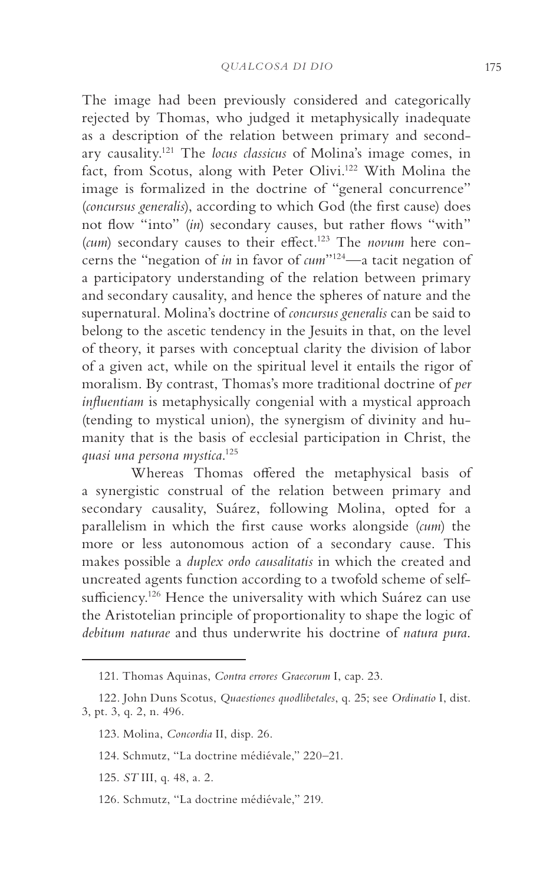The image had been previously considered and categorically rejected by Thomas, who judged it metaphysically inadequate as a description of the relation between primary and secondary causality.[121] The *locus classicus* of Molina's image comes, in fact, from Scotus, along with Peter Olivi.[122] With Molina the image is formalized in the doctrine of "general concurrence" (*concursus generalis*), according to which God (the first cause) does not flow "into" (*in*) secondary causes, but rather flows "with" (*cum*) secondary causes to their effect.[123] The *novum* here concerns the "negation of *in* in favor of *cum*"[124]—a tacit negation of a participatory understanding of the relation between primary and secondary causality, and hence the spheres of nature and the supernatural. Molina's doctrine of *concursus generalis* can be said to belong to the ascetic tendency in the Jesuits in that, on the level of theory, it parses with conceptual clarity the division of labor of a given act, while on the spiritual level it entails the rigor of moralism. By contrast, Thomas's more traditional doctrine of *per influentiam* is metaphysically congenial with a mystical approach (tending to mystical union), the synergism of divinity and humanity that is the basis of ecclesial participation in Christ, the *quasi una persona mystica*.[125]

Whereas Thomas offered the metaphysical basis of a synergistic construal of the relation between primary and secondary causality, Suárez, following Molina, opted for a parallelism in which the first cause works alongside (*cum*) the more or less autonomous action of a secondary cause. This makes possible a *duplex ordo causalitatis* in which the created and uncreated agents function according to a twofold scheme of self-sufficiency.[126] Hence the universality with which Suárez can use the Aristotelian principle of proportionality to shape the logic of *debitum naturae* and thus underwrite his doctrine of *natura pura*.

---

121. Thomas Aquinas, *Contra errores Graecorum* I, cap. 23.

122. John Duns Scotus, *Quaestiones quodlibetales*, q. 25; see *Ordinatio* I, dist. 3, pt. 3, q. 2, n. 496.

123. Molina, *Concordia* II, disp. 26.

124. Schmutz, "La doctrine médiévale," 220–21.

125. *ST* III, q. 48, a. 2.

126. Schmutz, "La doctrine médiévale," 219.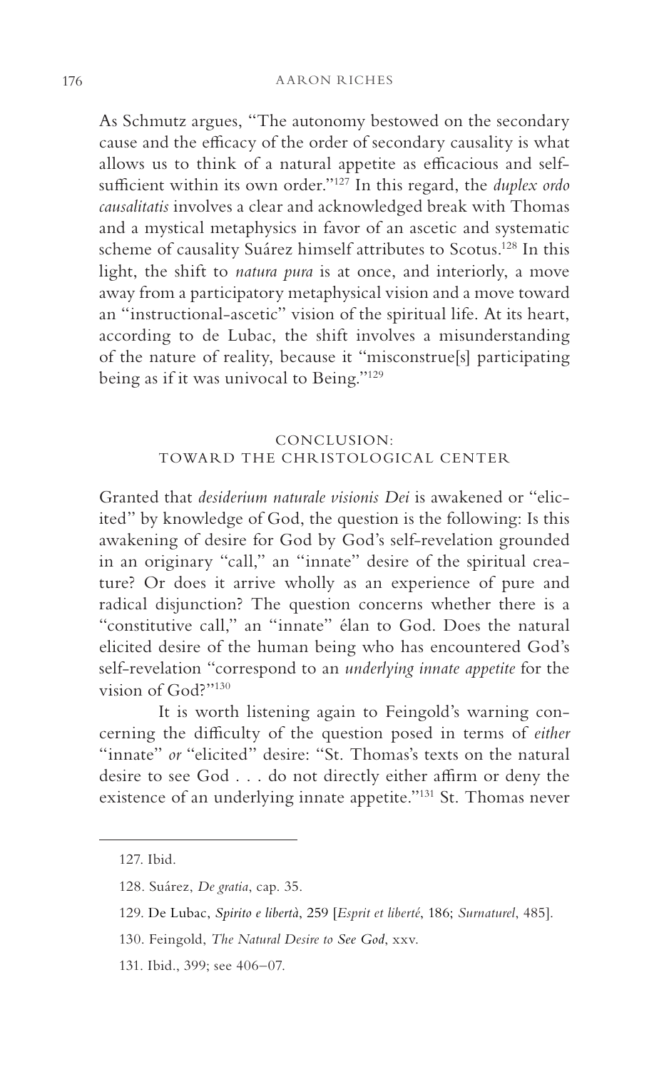As Schmutz argues, "The autonomy bestowed on the secondary cause and the efficacy of the order of secondary causality is what allows us to think of a natural appetite as efficacious and self-sufficient within its own order."[127] In this regard, the *duplex ordo causalitatis* involves a clear and acknowledged break with Thomas and a mystical metaphysics in favor of an ascetic and systematic scheme of causality Suárez himself attributes to Scotus.[128] In this light, the shift to *natura pura* is at once, and interiorly, a move away from a participatory metaphysical vision and a move toward an "instructional-ascetic" vision of the spiritual life. At its heart, according to de Lubac, the shift involves a misunderstanding of the nature of reality, because it "misconstrue[s] participating being as if it was univocal to Being."[129]

## CONCLUSION: TOWARD THE CHRISTOLOGICAL CENTER

Granted that *desiderium naturale visionis Dei* is awakened or "elicited" by knowledge of God, the question is the following: Is this awakening of desire for God by God's self-revelation grounded in an originary "call," an "innate" desire of the spiritual creature? Or does it arrive wholly as an experience of pure and radical disjunction? The question concerns whether there is a "constitutive call," an "innate" élan to God. Does the natural elicited desire of the human being who has encountered God's self-revelation "correspond to an *underlying innate appetite* for the vision of God?"[130]

It is worth listening again to Feingold's warning concerning the difficulty of the question posed in terms of *either* "innate" *or* "elicited" desire: "St. Thomas's texts on the natural desire to see God . . . do not directly either affirm or deny the existence of an underlying innate appetite."[131] St. Thomas never

---

127. Ibid.

128. Suárez, *De gratia*, cap. 35.

129. De Lubac, *Spirito e libertà*, 259 [*Esprit et liberté*, 186; *Surnaturel*, 485].

130. Feingold, *The Natural Desire to See God*, xxv.

131. Ibid., 399; see 406–07.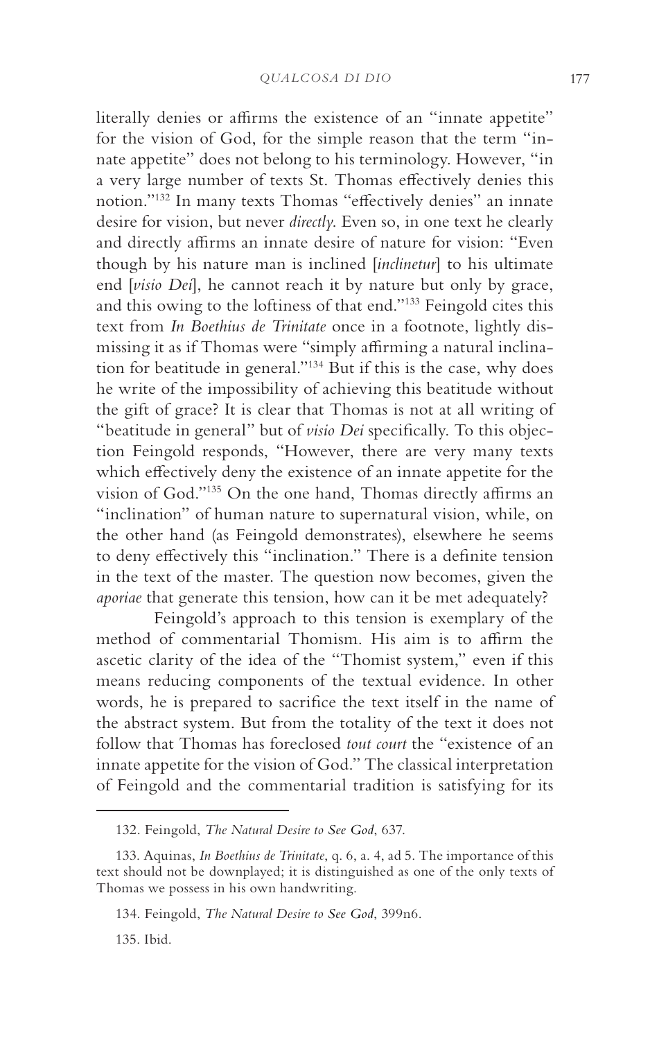literally denies or affirms the existence of an "innate appetite" for the vision of God, for the simple reason that the term "innate appetite" does not belong to his terminology. However, "in a very large number of texts St. Thomas effectively denies this notion."[132] In many texts Thomas "effectively denies" an innate desire for vision, but never *directly*. Even so, in one text he clearly and directly affirms an innate desire of nature for vision: "Even though by his nature man is inclined [*inclinetur*] to his ultimate end [*visio Dei*], he cannot reach it by nature but only by grace, and this owing to the loftiness of that end."[133] Feingold cites this text from *In Boethius de Trinitate* once in a footnote, lightly dismissing it as if Thomas were "simply affirming a natural inclination for beatitude in general."[134] But if this is the case, why does he write of the impossibility of achieving this beatitude without the gift of grace? It is clear that Thomas is not at all writing of "beatitude in general" but of *visio Dei* specifically. To this objection Feingold responds, "However, there are very many texts which effectively deny the existence of an innate appetite for the vision of God."[135] On the one hand, Thomas directly affirms an "inclination" of human nature to supernatural vision, while, on the other hand (as Feingold demonstrates), elsewhere he seems to deny effectively this "inclination." There is a definite tension in the text of the master. The question now becomes, given the *aporiae* that generate this tension, how can it be met adequately?

Feingold's approach to this tension is exemplary of the method of commentarial Thomism. His aim is to affirm the ascetic clarity of the idea of the "Thomist system," even if this means reducing components of the textual evidence. In other words, he is prepared to sacrifice the text itself in the name of the abstract system. But from the totality of the text it does not follow that Thomas has foreclosed *tout court* the "existence of an innate appetite for the vision of God." The classical interpretation of Feingold and the commentarial tradition is satisfying for its

---

132. Feingold, *The Natural Desire to See God*, 637.

133. Aquinas, *In Boethius de Trinitate*, q. 6, a. 4, ad 5. The importance of this text should not be downplayed; it is distinguished as one of the only texts of Thomas we possess in his own handwriting.

134. Feingold, *The Natural Desire to See God*, 399n6.

135. Ibid.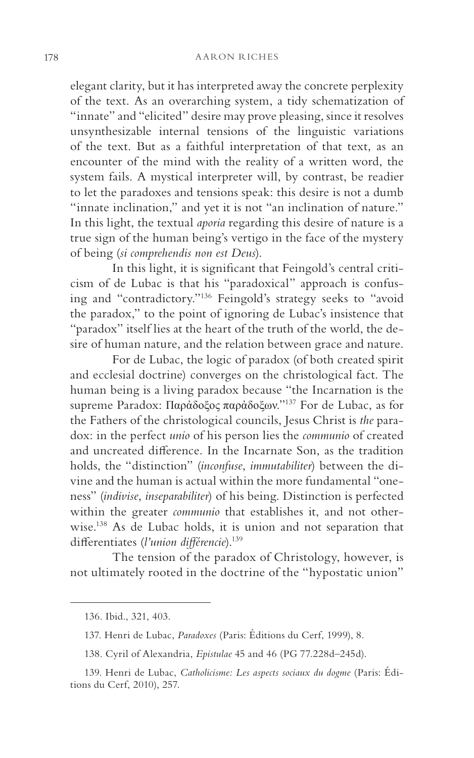elegant clarity, but it has interpreted away the concrete perplexity of the text. As an overarching system, a tidy schematization of "innate" and "elicited" desire may prove pleasing, since it resolves unsynthesizable internal tensions of the linguistic variations of the text. But as a faithful interpretation of that text, as an encounter of the mind with the reality of a written word, the system fails. A mystical interpreter will, by contrast, be readier to let the paradoxes and tensions speak: this desire is not a dumb "innate inclination," and yet it is not "an inclination of nature." In this light, the textual *aporia* regarding this desire of nature is a true sign of the human being's vertigo in the face of the mystery of being (*si comprehendis non est Deus*).

In this light, it is significant that Feingold's central criticism of de Lubac is that his "paradoxical" approach is confusing and "contradictory."[136] Feingold's strategy seeks to "avoid the paradox," to the point of ignoring de Lubac's insistence that "paradox" itself lies at the heart of the truth of the world, the desire of human nature, and the relation between grace and nature.

For de Lubac, the logic of paradox (of both created spirit and ecclesial doctrine) converges on the christological fact. The human being is a living paradox because "the Incarnation is the supreme Paradox: Παρὰδοξος παρὰδοξων."[137] For de Lubac, as for the Fathers of the christological councils, Jesus Christ is *the* paradox: in the perfect *unio* of his person lies the *communio* of created and uncreated difference. In the Incarnate Son, as the tradition holds, the "distinction" (*inconfuse*, *immutabiliter*) between the divine and the human is actual within the more fundamental "oneness" (*indivise*, *inseparabiliter*) of his being. Distinction is perfected within the greater *communio* that establishes it, and not otherwise.[138] As de Lubac holds, it is union and not separation that differentiates (*l'union différencie*).[139]

The tension of the paradox of Christology, however, is not ultimately rooted in the doctrine of the "hypostatic union"

---

136. Ibid., 321, 403.

137. Henri de Lubac, *Paradoxes* (Paris: Éditions du Cerf, 1999), 8.

138. Cyril of Alexandria, *Epistulae* 45 and 46 (PG 77.228d–245d).

139. Henri de Lubac, *Catholicisme: Les aspects sociaux du dogme* (Paris: Éditions du Cerf, 2010), 257.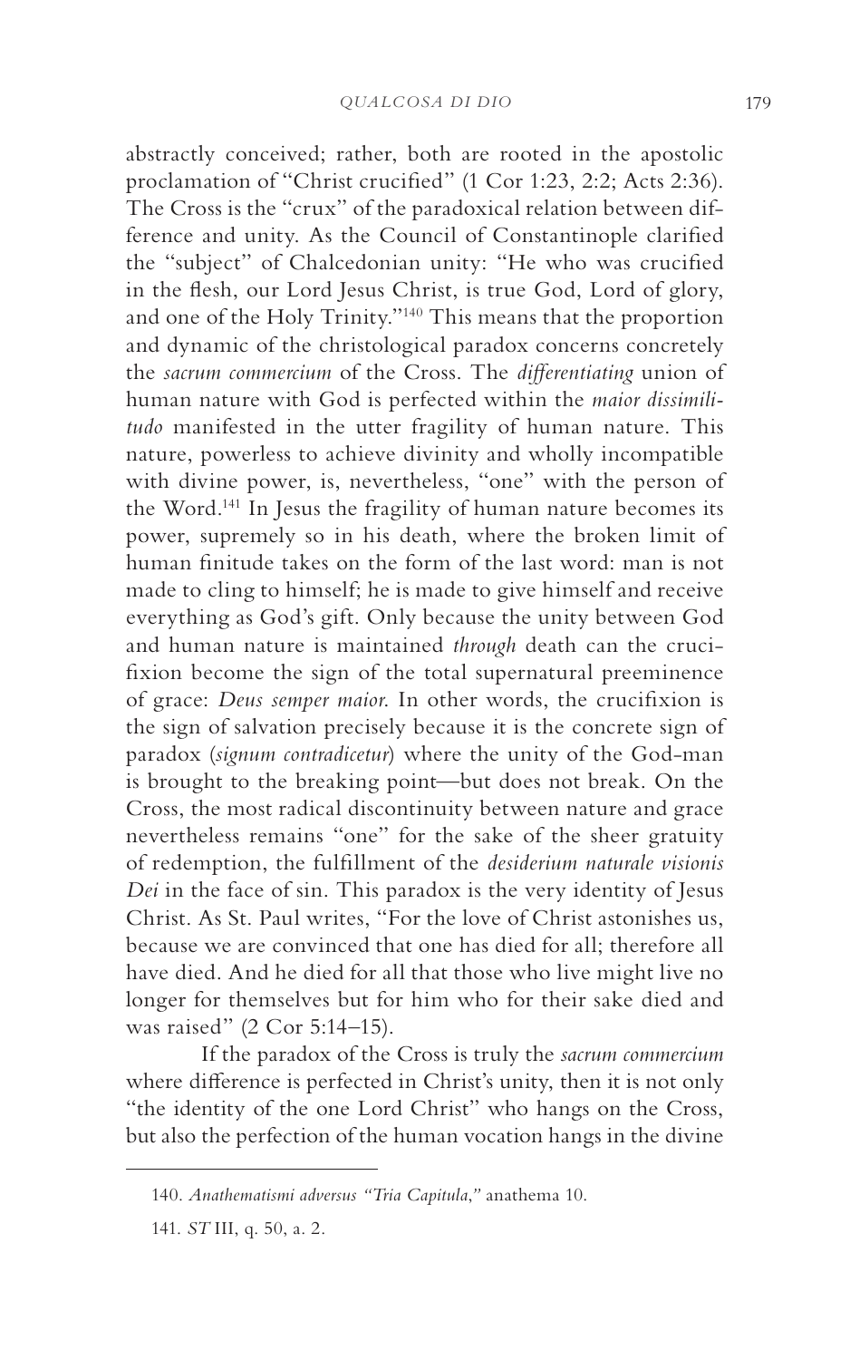abstractly conceived; rather, both are rooted in the apostolic proclamation of "Christ crucified" (1 Cor 1:23, 2:2; Acts 2:36). The Cross is the "crux" of the paradoxical relation between difference and unity. As the Council of Constantinople clarified the "subject" of Chalcedonian unity: "He who was crucified in the flesh, our Lord Jesus Christ, is true God, Lord of glory, and one of the Holy Trinity."[140] This means that the proportion and dynamic of the christological paradox concerns concretely the *sacrum commercium* of the Cross. The *differentiating* union of human nature with God is perfected within the *maior dissimilitudo* manifested in the utter fragility of human nature. This nature, powerless to achieve divinity and wholly incompatible with divine power, is, nevertheless, "one" with the person of the Word.[141] In Jesus the fragility of human nature becomes its power, supremely so in his death, where the broken limit of human finitude takes on the form of the last word: man is not made to cling to himself; he is made to give himself and receive everything as God's gift. Only because the unity between God and human nature is maintained *through* death can the crucifixion become the sign of the total supernatural preeminence of grace: *Deus semper maior*. In other words, the crucifixion is the sign of salvation precisely because it is the concrete sign of paradox (*signum contradicetur*) where the unity of the God-man is brought to the breaking point—but does not break. On the Cross, the most radical discontinuity between nature and grace nevertheless remains "one" for the sake of the sheer gratuity of redemption, the fulfillment of the *desiderium naturale visionis Dei* in the face of sin. This paradox is the very identity of Jesus Christ. As St. Paul writes, "For the love of Christ astonishes us, because we are convinced that one has died for all; therefore all have died. And he died for all that those who live might live no longer for themselves but for him who for their sake died and was raised" (2 Cor 5:14–15).

If the paradox of the Cross is truly the *sacrum commercium* where difference is perfected in Christ's unity, then it is not only "the identity of the one Lord Christ" who hangs on the Cross, but also the perfection of the human vocation hangs in the divine

---

140. *Anathematismi adversus "Tria Capitula,"* anathema 10.

141. *ST* III, q. 50, a. 2.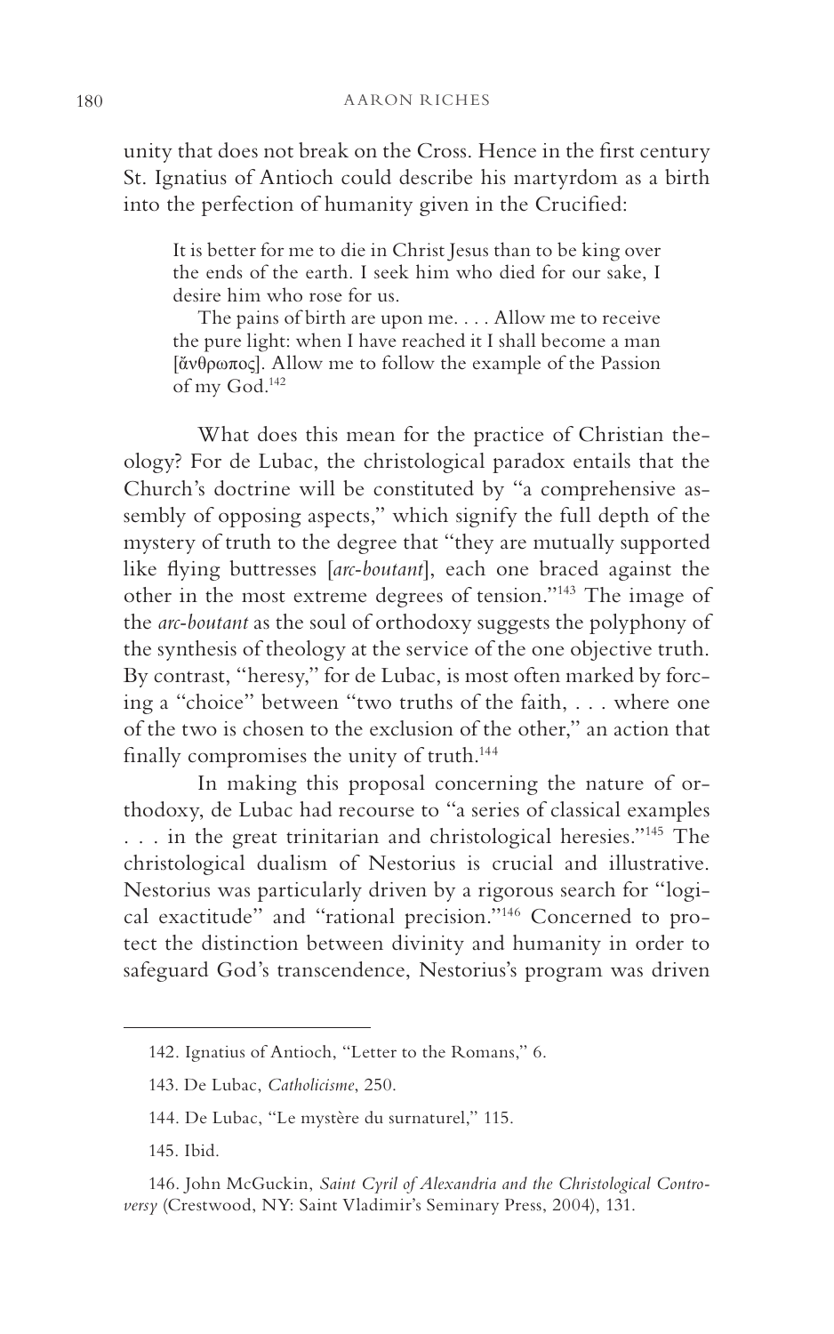unity that does not break on the Cross. Hence in the first century St. Ignatius of Antioch could describe his martyrdom as a birth into the perfection of humanity given in the Crucified:

> It is better for me to die in Christ Jesus than to be king over the ends of the earth. I seek him who died for our sake, I desire him who rose for us.
>
> The pains of birth are upon me. . . . Allow me to receive the pure light: when I have reached it I shall become a man [ἄνθρωπος]. Allow me to follow the example of the Passion of my God.[142]

What does this mean for the practice of Christian theology? For de Lubac, the christological paradox entails that the Church's doctrine will be constituted by "a comprehensive assembly of opposing aspects," which signify the full depth of the mystery of truth to the degree that "they are mutually supported like flying buttresses [*arc-boutant*], each one braced against the other in the most extreme degrees of tension."[143] The image of the *arc-boutant* as the soul of orthodoxy suggests the polyphony of the synthesis of theology at the service of the one objective truth. By contrast, "heresy," for de Lubac, is most often marked by forcing a "choice" between "two truths of the faith, . . . where one of the two is chosen to the exclusion of the other," an action that finally compromises the unity of truth.[144]

In making this proposal concerning the nature of orthodoxy, de Lubac had recourse to "a series of classical examples . . . in the great trinitarian and christological heresies."[145] The christological dualism of Nestorius is crucial and illustrative. Nestorius was particularly driven by a rigorous search for "logical exactitude" and "rational precision."[146] Concerned to protect the distinction between divinity and humanity in order to safeguard God's transcendence, Nestorius's program was driven

---

142. Ignatius of Antioch, "Letter to the Romans," 6.

143. De Lubac, *Catholicisme*, 250.

144. De Lubac, "Le mystère du surnaturel," 115.

145. Ibid.

146. John McGuckin, *Saint Cyril of Alexandria and the Christological Controversy* (Crestwood, NY: Saint Vladimir's Seminary Press, 2004), 131.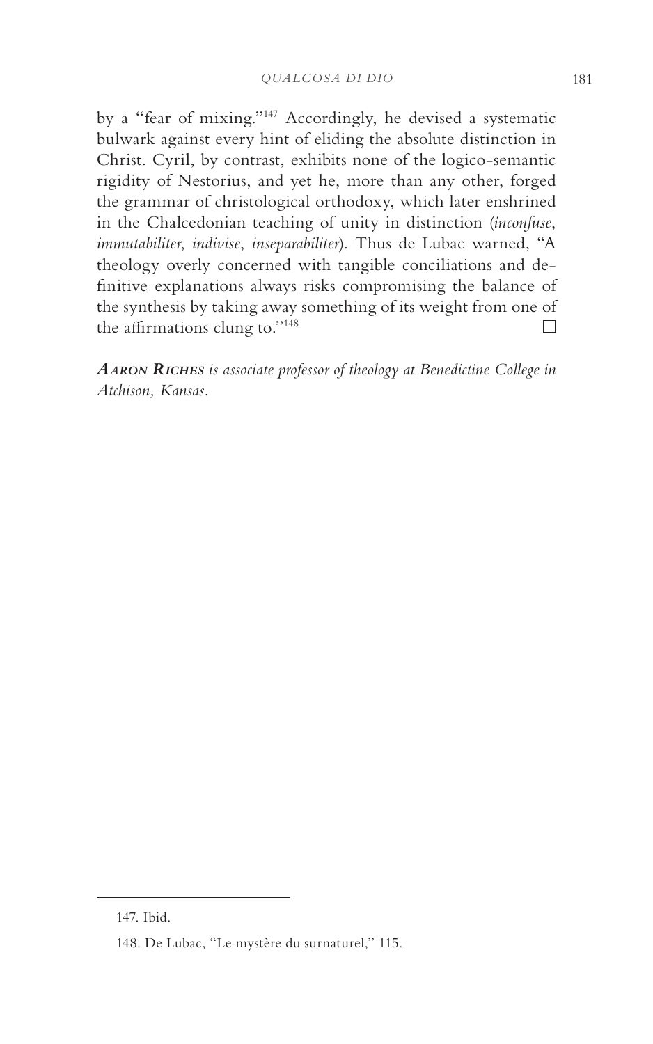by a "fear of mixing."[147] Accordingly, he devised a systematic bulwark against every hint of eliding the absolute distinction in Christ. Cyril, by contrast, exhibits none of the logico-semantic rigidity of Nestorius, and yet he, more than any other, forged the grammar of christological orthodoxy, which later enshrined in the Chalcedonian teaching of unity in distinction (*inconfuse*, *immutabiliter*, *indivise*, *inseparabiliter*). Thus de Lubac warned, "A theology overly concerned with tangible conciliations and definitive explanations always risks compromising the balance of the synthesis by taking away something of its weight from one of the affirmations clung to."[148] ☐

***Aaron Riches*** *is associate professor of theology at Benedictine College in Atchison, Kansas.*

---

147. Ibid.

148. De Lubac, "Le mystère du surnaturel," 115.